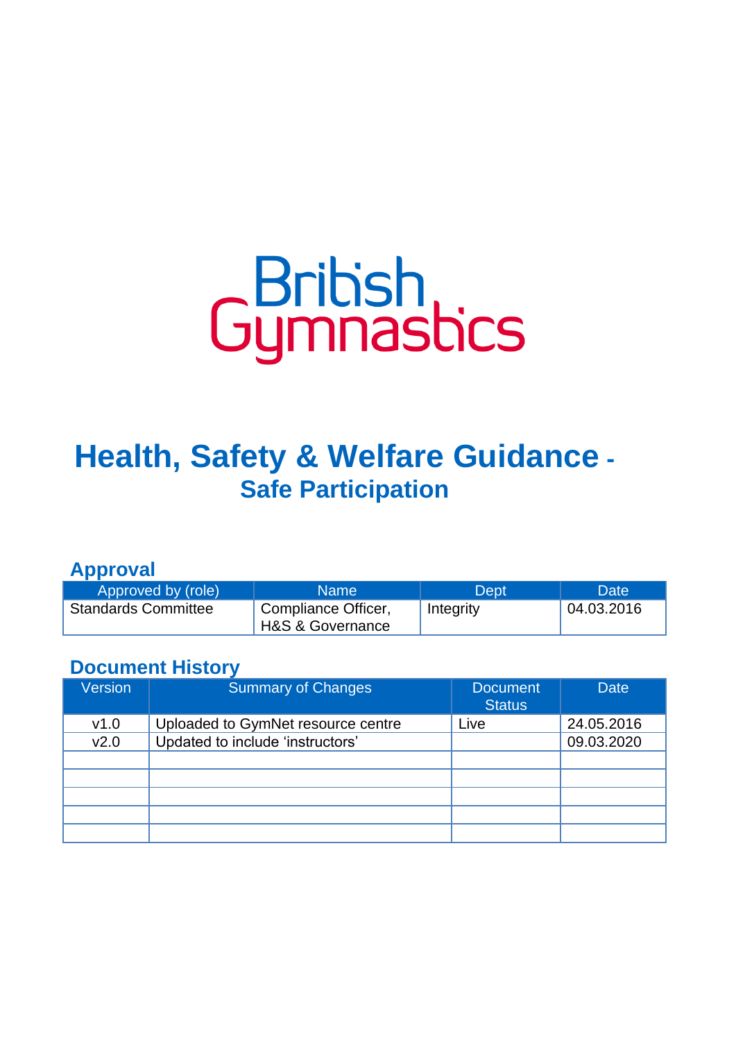British Gymnastics

# Health, Safety & Welfare Guidance - Safe Participation

## Approval

| Approved by (role) | Name | Dept | Date |
|---|---|---|---|
| Standards Committee | Compliance Officer, H&S & Governance | Integrity | 04.03.2016 |

## Document History

| Version | Summary of Changes | Document Status | Date |
|---|---|---|---|
| v1.0 | Uploaded to GymNet resource centre | Live | 24.05.2016 |
| v2.0 | Updated to include 'instructors' | | 09.03.2020 |
| | | | |
| | | | |
| | | | |
| | | | |
| | | | |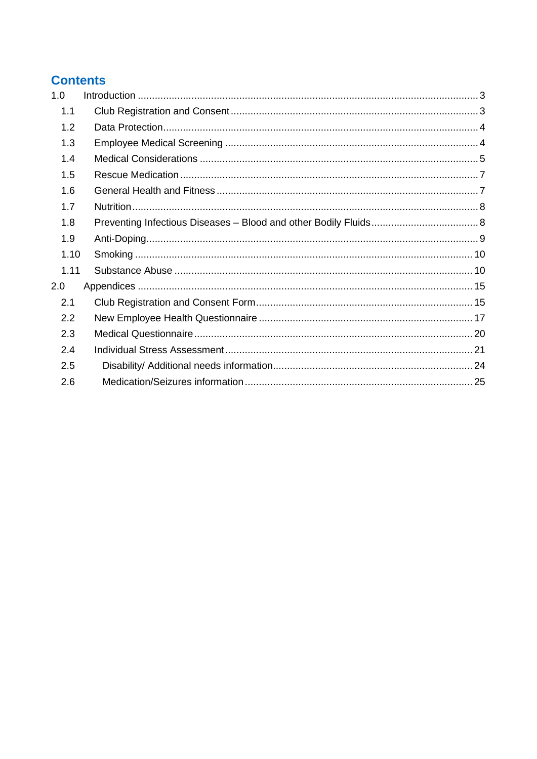# Contents

- 1.0 Introduction ... 3
  - 1.1 Club Registration and Consent ... 3
  - 1.2 Data Protection ... 4
  - 1.3 Employee Medical Screening ... 4
  - 1.4 Medical Considerations ... 5
  - 1.5 Rescue Medication ... 7
  - 1.6 General Health and Fitness ... 7
  - 1.7 Nutrition ... 8
  - 1.8 Preventing Infectious Diseases – Blood and other Bodily Fluids ... 8
  - 1.9 Anti-Doping ... 9
  - 1.10 Smoking ... 10
  - 1.11 Substance Abuse ... 10
- 2.0 Appendices ... 15
  - 2.1 Club Registration and Consent Form ... 15
  - 2.2 New Employee Health Questionnaire ... 17
  - 2.3 Medical Questionnaire ... 20
  - 2.4 Individual Stress Assessment ... 21
  - 2.5 Disability/ Additional needs information ... 24
  - 2.6 Medication/Seizures information ... 25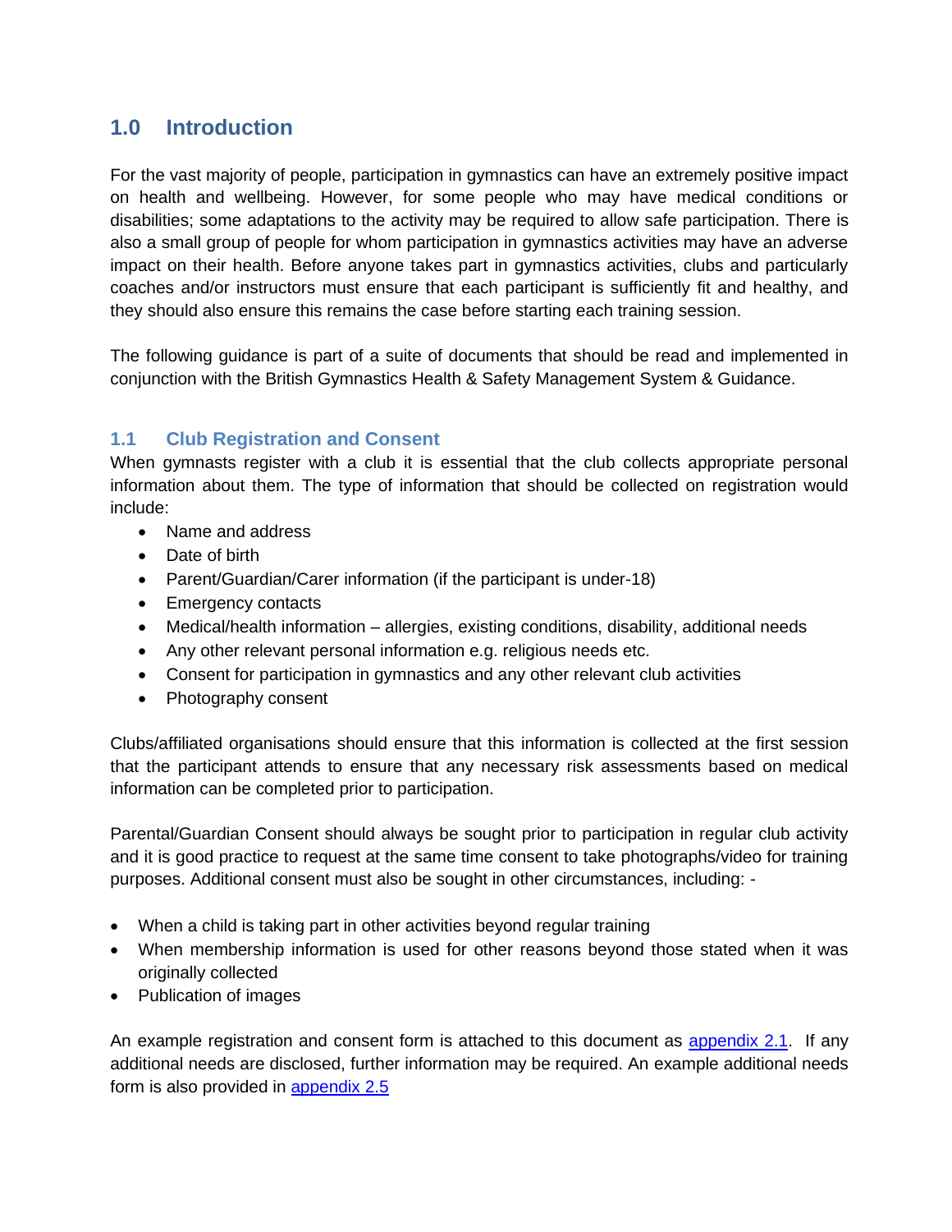## 1.0 Introduction

For the vast majority of people, participation in gymnastics can have an extremely positive impact on health and wellbeing. However, for some people who may have medical conditions or disabilities; some adaptations to the activity may be required to allow safe participation. There is also a small group of people for whom participation in gymnastics activities may have an adverse impact on their health. Before anyone takes part in gymnastics activities, clubs and particularly coaches and/or instructors must ensure that each participant is sufficiently fit and healthy, and they should also ensure this remains the case before starting each training session.

The following guidance is part of a suite of documents that should be read and implemented in conjunction with the British Gymnastics Health & Safety Management System & Guidance.

### 1.1 Club Registration and Consent

When gymnasts register with a club it is essential that the club collects appropriate personal information about them. The type of information that should be collected on registration would include:

- Name and address
- Date of birth
- Parent/Guardian/Carer information (if the participant is under-18)
- Emergency contacts
- Medical/health information – allergies, existing conditions, disability, additional needs
- Any other relevant personal information e.g. religious needs etc.
- Consent for participation in gymnastics and any other relevant club activities
- Photography consent

Clubs/affiliated organisations should ensure that this information is collected at the first session that the participant attends to ensure that any necessary risk assessments based on medical information can be completed prior to participation.

Parental/Guardian Consent should always be sought prior to participation in regular club activity and it is good practice to request at the same time consent to take photographs/video for training purposes. Additional consent must also be sought in other circumstances, including: -

- When a child is taking part in other activities beyond regular training
- When membership information is used for other reasons beyond those stated when it was originally collected
- Publication of images

An example registration and consent form is attached to this document as appendix 2.1. If any additional needs are disclosed, further information may be required. An example additional needs form is also provided in appendix 2.5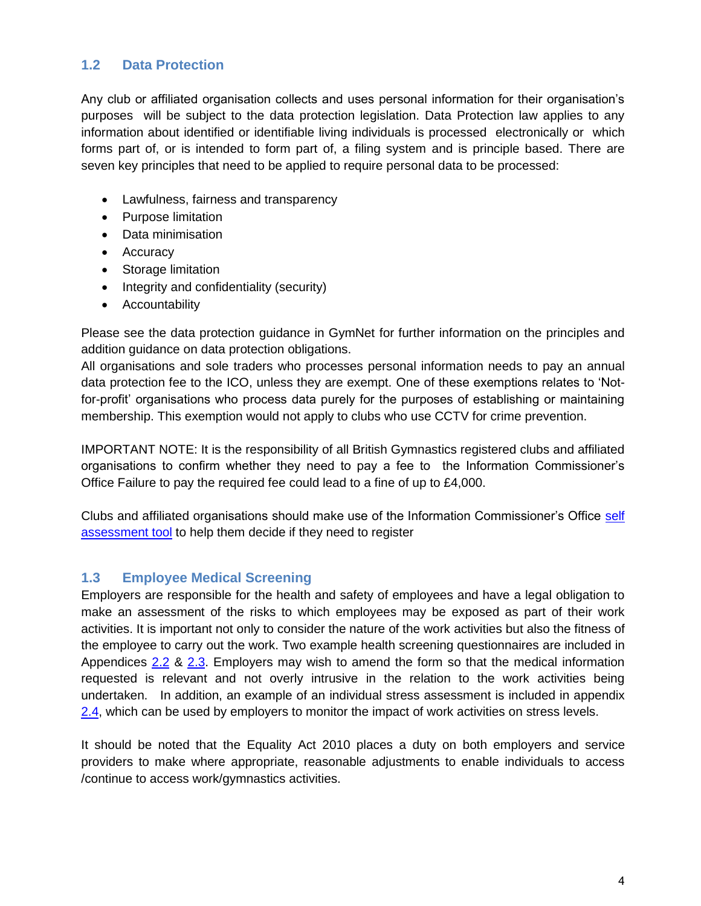## 1.2 Data Protection

Any club or affiliated organisation collects and uses personal information for their organisation's purposes will be subject to the data protection legislation. Data Protection law applies to any information about identified or identifiable living individuals is processed electronically or which forms part of, or is intended to form part of, a filing system and is principle based. There are seven key principles that need to be applied to require personal data to be processed:

- Lawfulness, fairness and transparency
- Purpose limitation
- Data minimisation
- Accuracy
- Storage limitation
- Integrity and confidentiality (security)
- Accountability

Please see the data protection guidance in GymNet for further information on the principles and addition guidance on data protection obligations.
All organisations and sole traders who processes personal information needs to pay an annual data protection fee to the ICO, unless they are exempt. One of these exemptions relates to 'Not-for-profit' organisations who process data purely for the purposes of establishing or maintaining membership. This exemption would not apply to clubs who use CCTV for crime prevention.

IMPORTANT NOTE: It is the responsibility of all British Gymnastics registered clubs and affiliated organisations to confirm whether they need to pay a fee to the Information Commissioner's Office Failure to pay the required fee could lead to a fine of up to £4,000.

Clubs and affiliated organisations should make use of the Information Commissioner's Office self assessment tool to help them decide if they need to register

## 1.3 Employee Medical Screening

Employers are responsible for the health and safety of employees and have a legal obligation to make an assessment of the risks to which employees may be exposed as part of their work activities. It is important not only to consider the nature of the work activities but also the fitness of the employee to carry out the work. Two example health screening questionnaires are included in Appendices 2.2 & 2.3. Employers may wish to amend the form so that the medical information requested is relevant and not overly intrusive in the relation to the work activities being undertaken. In addition, an example of an individual stress assessment is included in appendix 2.4, which can be used by employers to monitor the impact of work activities on stress levels.

It should be noted that the Equality Act 2010 places a duty on both employers and service providers to make where appropriate, reasonable adjustments to enable individuals to access /continue to access work/gymnastics activities.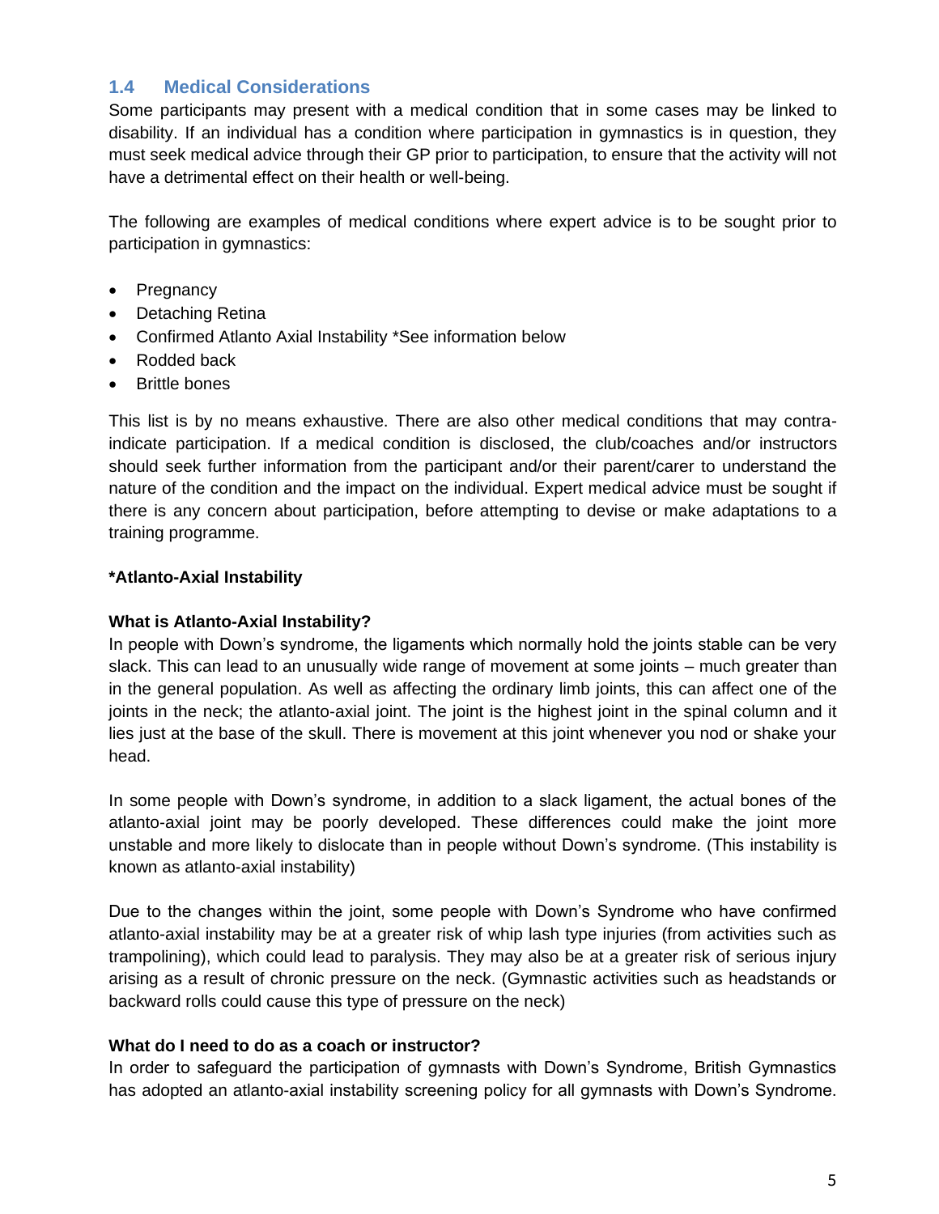## 1.4 Medical Considerations

Some participants may present with a medical condition that in some cases may be linked to disability. If an individual has a condition where participation in gymnastics is in question, they must seek medical advice through their GP prior to participation, to ensure that the activity will not have a detrimental effect on their health or well-being.

The following are examples of medical conditions where expert advice is to be sought prior to participation in gymnastics:

- Pregnancy
- Detaching Retina
- Confirmed Atlanto Axial Instability *See information below
- Rodded back
- Brittle bones

This list is by no means exhaustive. There are also other medical conditions that may contra-indicate participation. If a medical condition is disclosed, the club/coaches and/or instructors should seek further information from the participant and/or their parent/carer to understand the nature of the condition and the impact on the individual. Expert medical advice must be sought if there is any concern about participation, before attempting to devise or make adaptations to a training programme.

**\*Atlanto-Axial Instability**

**What is Atlanto-Axial Instability?**

In people with Down's syndrome, the ligaments which normally hold the joints stable can be very slack. This can lead to an unusually wide range of movement at some joints – much greater than in the general population. As well as affecting the ordinary limb joints, this can affect one of the joints in the neck; the atlanto-axial joint. The joint is the highest joint in the spinal column and it lies just at the base of the skull. There is movement at this joint whenever you nod or shake your head.

In some people with Down's syndrome, in addition to a slack ligament, the actual bones of the atlanto-axial joint may be poorly developed. These differences could make the joint more unstable and more likely to dislocate than in people without Down's syndrome. (This instability is known as atlanto-axial instability)

Due to the changes within the joint, some people with Down's Syndrome who have confirmed atlanto-axial instability may be at a greater risk of whip lash type injuries (from activities such as trampolining), which could lead to paralysis. They may also be at a greater risk of serious injury arising as a result of chronic pressure on the neck. (Gymnastic activities such as headstands or backward rolls could cause this type of pressure on the neck)

**What do I need to do as a coach or instructor?**

In order to safeguard the participation of gymnasts with Down's Syndrome, British Gymnastics has adopted an atlanto-axial instability screening policy for all gymnasts with Down's Syndrome.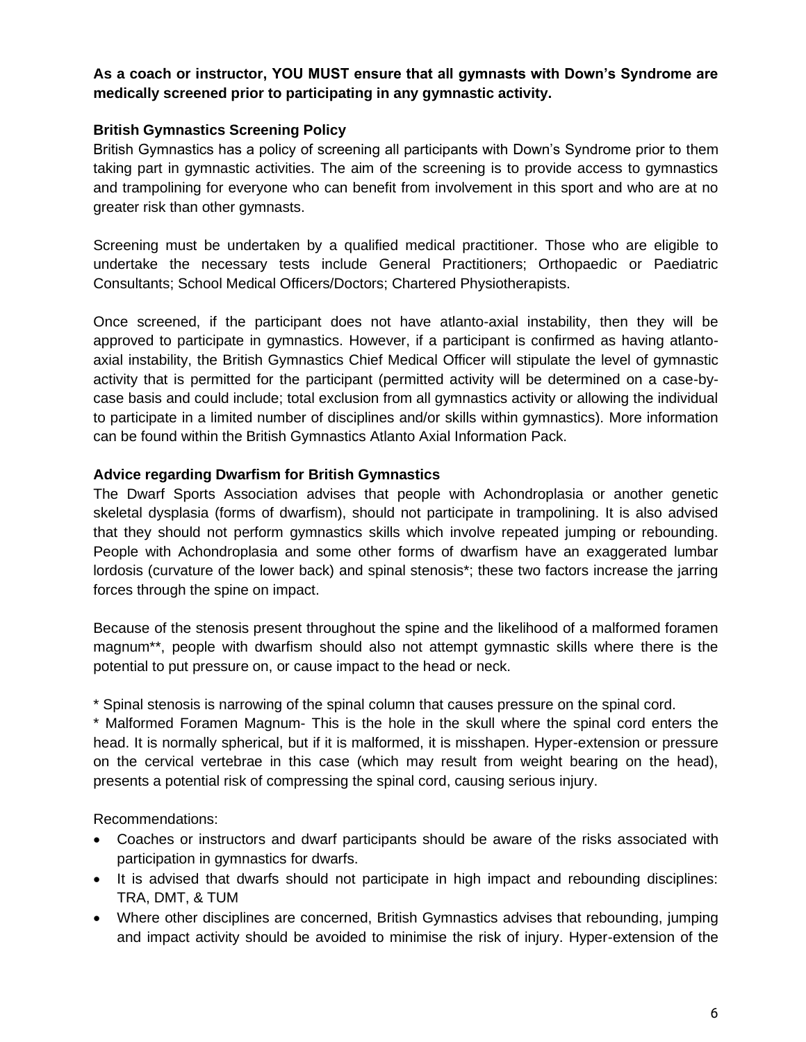**As a coach or instructor, YOU MUST ensure that all gymnasts with Down's Syndrome are medically screened prior to participating in any gymnastic activity.**

**British Gymnastics Screening Policy**

British Gymnastics has a policy of screening all participants with Down's Syndrome prior to them taking part in gymnastic activities. The aim of the screening is to provide access to gymnastics and trampolining for everyone who can benefit from involvement in this sport and who are at no greater risk than other gymnasts.

Screening must be undertaken by a qualified medical practitioner. Those who are eligible to undertake the necessary tests include General Practitioners; Orthopaedic or Paediatric Consultants; School Medical Officers/Doctors; Chartered Physiotherapists.

Once screened, if the participant does not have atlanto-axial instability, then they will be approved to participate in gymnastics. However, if a participant is confirmed as having atlanto-axial instability, the British Gymnastics Chief Medical Officer will stipulate the level of gymnastic activity that is permitted for the participant (permitted activity will be determined on a case-by-case basis and could include; total exclusion from all gymnastics activity or allowing the individual to participate in a limited number of disciplines and/or skills within gymnastics). More information can be found within the British Gymnastics Atlanto Axial Information Pack.

**Advice regarding Dwarfism for British Gymnastics**

The Dwarf Sports Association advises that people with Achondroplasia or another genetic skeletal dysplasia (forms of dwarfism), should not participate in trampolining. It is also advised that they should not perform gymnastics skills which involve repeated jumping or rebounding. People with Achondroplasia and some other forms of dwarfism have an exaggerated lumbar lordosis (curvature of the lower back) and spinal stenosis*; these two factors increase the jarring forces through the spine on impact.

Because of the stenosis present throughout the spine and the likelihood of a malformed foramen magnum**, people with dwarfism should also not attempt gymnastic skills where there is the potential to put pressure on, or cause impact to the head or neck.

* Spinal stenosis is narrowing of the spinal column that causes pressure on the spinal cord.

* Malformed Foramen Magnum- This is the hole in the skull where the spinal cord enters the head. It is normally spherical, but if it is malformed, it is misshapen. Hyper-extension or pressure on the cervical vertebrae in this case (which may result from weight bearing on the head), presents a potential risk of compressing the spinal cord, causing serious injury.

Recommendations:

- Coaches or instructors and dwarf participants should be aware of the risks associated with participation in gymnastics for dwarfs.
- It is advised that dwarfs should not participate in high impact and rebounding disciplines: TRA, DMT, & TUM
- Where other disciplines are concerned, British Gymnastics advises that rebounding, jumping and impact activity should be avoided to minimise the risk of injury. Hyper-extension of the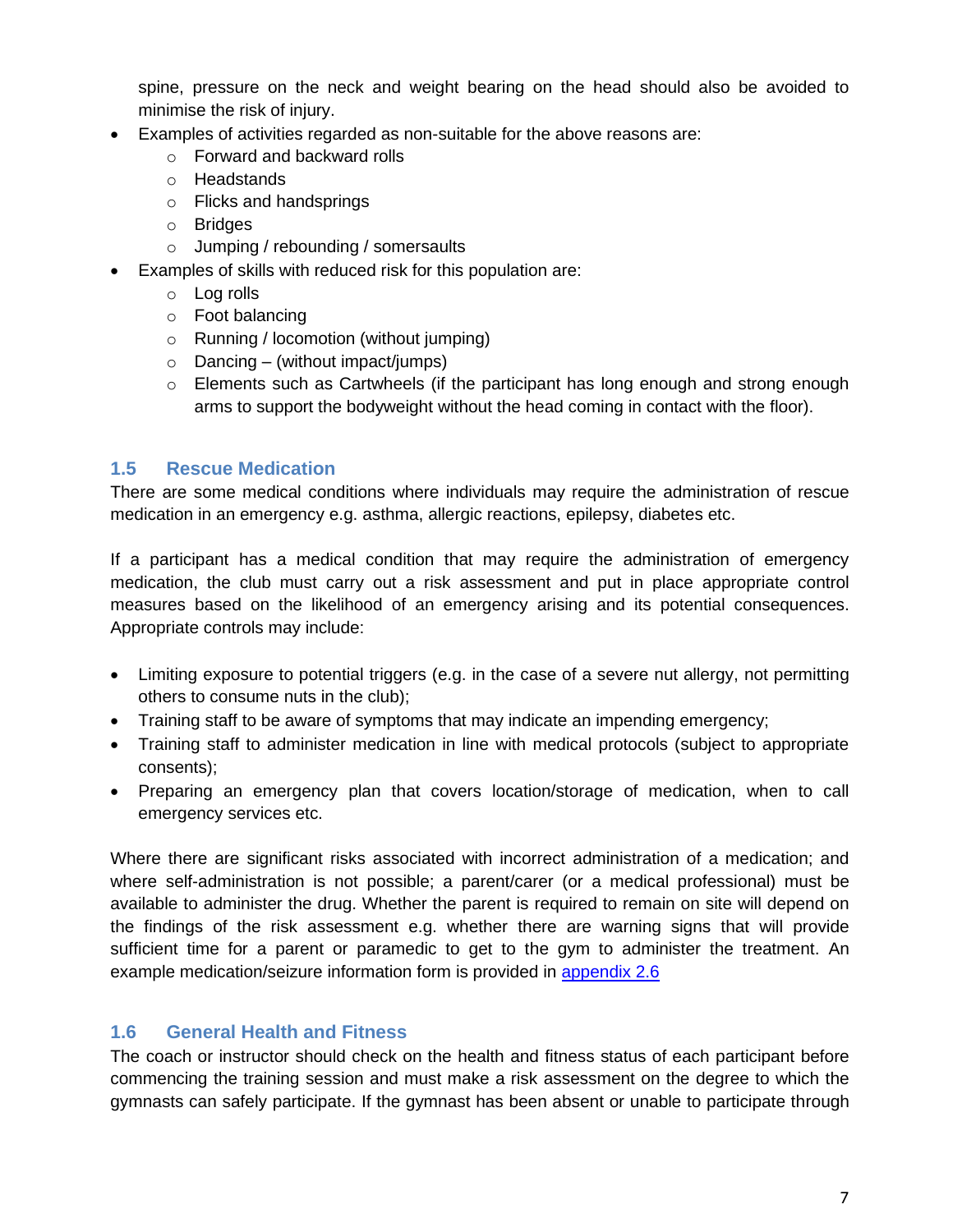spine, pressure on the neck and weight bearing on the head should also be avoided to minimise the risk of injury.

- Examples of activities regarded as non-suitable for the above reasons are:
  - Forward and backward rolls
  - Headstands
  - Flicks and handsprings
  - Bridges
  - Jumping / rebounding / somersaults
- Examples of skills with reduced risk for this population are:
  - Log rolls
  - Foot balancing
  - Running / locomotion (without jumping)
  - Dancing – (without impact/jumps)
  - Elements such as Cartwheels (if the participant has long enough and strong enough arms to support the bodyweight without the head coming in contact with the floor).

## 1.5 Rescue Medication

There are some medical conditions where individuals may require the administration of rescue medication in an emergency e.g. asthma, allergic reactions, epilepsy, diabetes etc.

If a participant has a medical condition that may require the administration of emergency medication, the club must carry out a risk assessment and put in place appropriate control measures based on the likelihood of an emergency arising and its potential consequences. Appropriate controls may include:

- Limiting exposure to potential triggers (e.g. in the case of a severe nut allergy, not permitting others to consume nuts in the club);
- Training staff to be aware of symptoms that may indicate an impending emergency;
- Training staff to administer medication in line with medical protocols (subject to appropriate consents);
- Preparing an emergency plan that covers location/storage of medication, when to call emergency services etc.

Where there are significant risks associated with incorrect administration of a medication; and where self-administration is not possible; a parent/carer (or a medical professional) must be available to administer the drug. Whether the parent is required to remain on site will depend on the findings of the risk assessment e.g. whether there are warning signs that will provide sufficient time for a parent or paramedic to get to the gym to administer the treatment. An example medication/seizure information form is provided in appendix 2.6

## 1.6 General Health and Fitness

The coach or instructor should check on the health and fitness status of each participant before commencing the training session and must make a risk assessment on the degree to which the gymnasts can safely participate. If the gymnast has been absent or unable to participate through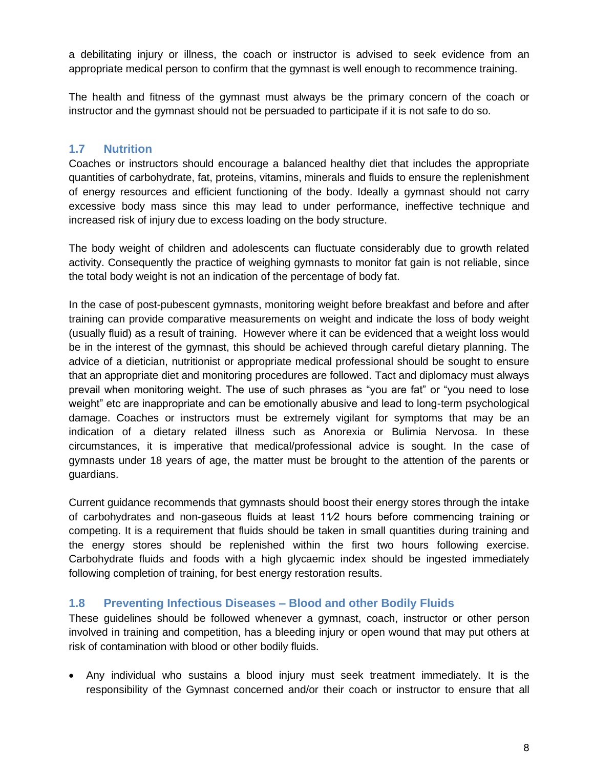a debilitating injury or illness, the coach or instructor is advised to seek evidence from an appropriate medical person to confirm that the gymnast is well enough to recommence training.

The health and fitness of the gymnast must always be the primary concern of the coach or instructor and the gymnast should not be persuaded to participate if it is not safe to do so.

## 1.7 Nutrition

Coaches or instructors should encourage a balanced healthy diet that includes the appropriate quantities of carbohydrate, fat, proteins, vitamins, minerals and fluids to ensure the replenishment of energy resources and efficient functioning of the body. Ideally a gymnast should not carry excessive body mass since this may lead to under performance, ineffective technique and increased risk of injury due to excess loading on the body structure.

The body weight of children and adolescents can fluctuate considerably due to growth related activity. Consequently the practice of weighing gymnasts to monitor fat gain is not reliable, since the total body weight is not an indication of the percentage of body fat.

In the case of post-pubescent gymnasts, monitoring weight before breakfast and before and after training can provide comparative measurements on weight and indicate the loss of body weight (usually fluid) as a result of training. However where it can be evidenced that a weight loss would be in the interest of the gymnast, this should be achieved through careful dietary planning. The advice of a dietician, nutritionist or appropriate medical professional should be sought to ensure that an appropriate diet and monitoring procedures are followed. Tact and diplomacy must always prevail when monitoring weight. The use of such phrases as "you are fat" or "you need to lose weight" etc are inappropriate and can be emotionally abusive and lead to long-term psychological damage. Coaches or instructors must be extremely vigilant for symptoms that may be an indication of a dietary related illness such as Anorexia or Bulimia Nervosa. In these circumstances, it is imperative that medical/professional advice is sought. In the case of gymnasts under 18 years of age, the matter must be brought to the attention of the parents or guardians.

Current guidance recommends that gymnasts should boost their energy stores through the intake of carbohydrates and non-gaseous fluids at least 1½ hours before commencing training or competing. It is a requirement that fluids should be taken in small quantities during training and the energy stores should be replenished within the first two hours following exercise. Carbohydrate fluids and foods with a high glycaemic index should be ingested immediately following completion of training, for best energy restoration results.

## 1.8 Preventing Infectious Diseases – Blood and other Bodily Fluids

These guidelines should be followed whenever a gymnast, coach, instructor or other person involved in training and competition, has a bleeding injury or open wound that may put others at risk of contamination with blood or other bodily fluids.

- Any individual who sustains a blood injury must seek treatment immediately. It is the responsibility of the Gymnast concerned and/or their coach or instructor to ensure that all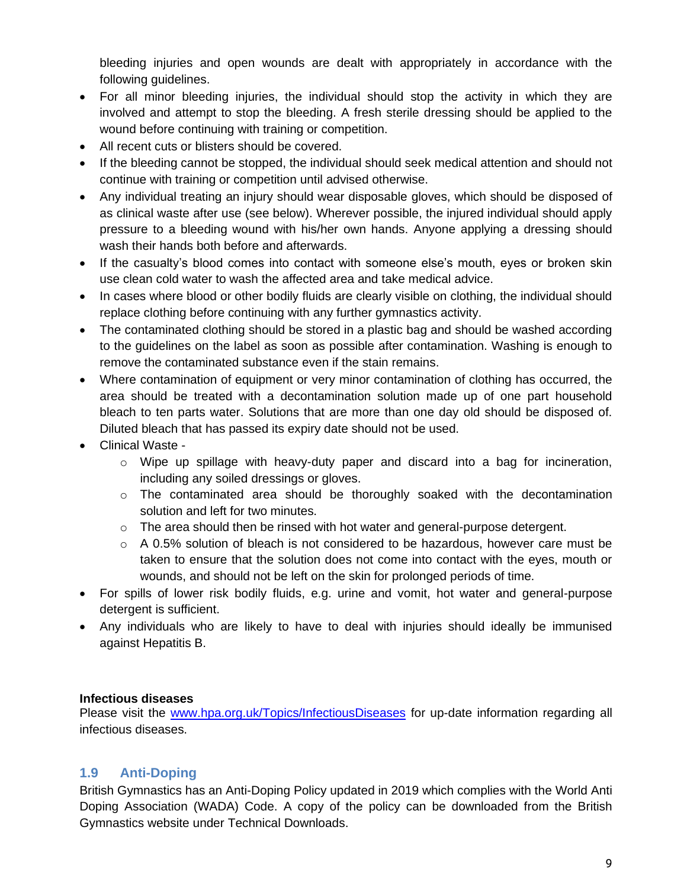bleeding injuries and open wounds are dealt with appropriately in accordance with the following guidelines.

- For all minor bleeding injuries, the individual should stop the activity in which they are involved and attempt to stop the bleeding. A fresh sterile dressing should be applied to the wound before continuing with training or competition.
- All recent cuts or blisters should be covered.
- If the bleeding cannot be stopped, the individual should seek medical attention and should not continue with training or competition until advised otherwise.
- Any individual treating an injury should wear disposable gloves, which should be disposed of as clinical waste after use (see below). Wherever possible, the injured individual should apply pressure to a bleeding wound with his/her own hands. Anyone applying a dressing should wash their hands both before and afterwards.
- If the casualty's blood comes into contact with someone else's mouth, eyes or broken skin use clean cold water to wash the affected area and take medical advice.
- In cases where blood or other bodily fluids are clearly visible on clothing, the individual should replace clothing before continuing with any further gymnastics activity.
- The contaminated clothing should be stored in a plastic bag and should be washed according to the guidelines on the label as soon as possible after contamination. Washing is enough to remove the contaminated substance even if the stain remains.
- Where contamination of equipment or very minor contamination of clothing has occurred, the area should be treated with a decontamination solution made up of one part household bleach to ten parts water. Solutions that are more than one day old should be disposed of. Diluted bleach that has passed its expiry date should not be used.
- Clinical Waste -
    - Wipe up spillage with heavy-duty paper and discard into a bag for incineration, including any soiled dressings or gloves.
    - The contaminated area should be thoroughly soaked with the decontamination solution and left for two minutes.
    - The area should then be rinsed with hot water and general-purpose detergent.
    - A 0.5% solution of bleach is not considered to be hazardous, however care must be taken to ensure that the solution does not come into contact with the eyes, mouth or wounds, and should not be left on the skin for prolonged periods of time.
- For spills of lower risk bodily fluids, e.g. urine and vomit, hot water and general-purpose detergent is sufficient.
- Any individuals who are likely to have to deal with injuries should ideally be immunised against Hepatitis B.

**Infectious diseases**

Please visit the [www.hpa.org.uk/Topics/InfectiousDiseases](http://www.hpa.org.uk/Topics/InfectiousDiseases) for up-date information regarding all infectious diseases.

## 1.9 Anti-Doping

British Gymnastics has an Anti-Doping Policy updated in 2019 which complies with the World Anti Doping Association (WADA) Code. A copy of the policy can be downloaded from the British Gymnastics website under Technical Downloads.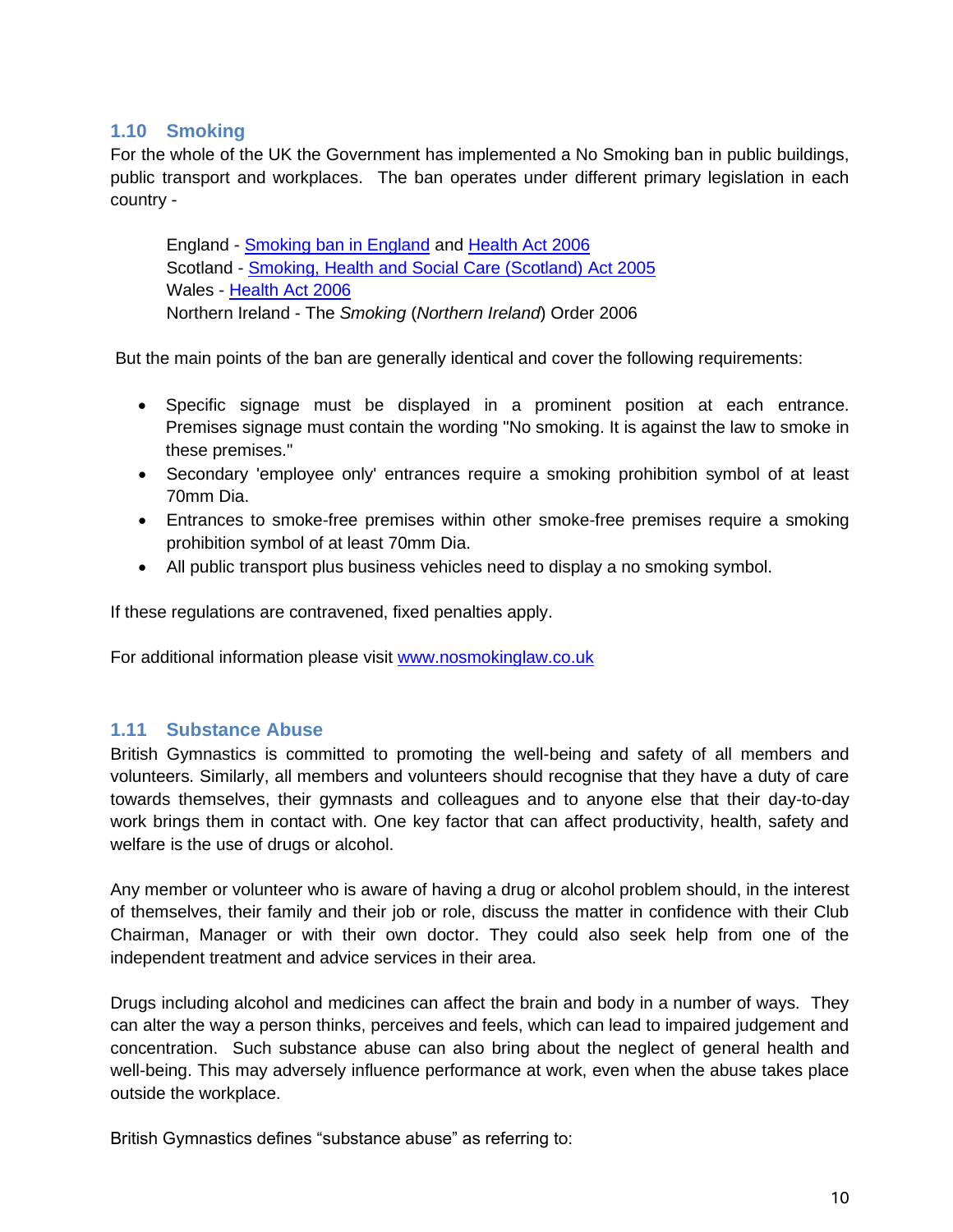## 1.10 Smoking

For the whole of the UK the Government has implemented a No Smoking ban in public buildings, public transport and workplaces. The ban operates under different primary legislation in each country -

England - [Smoking ban in England]() and [Health Act 2006]()
Scotland - [Smoking, Health and Social Care (Scotland) Act 2005]()
Wales - [Health Act 2006]()
Northern Ireland - The *Smoking* (*Northern Ireland*) Order 2006

But the main points of the ban are generally identical and cover the following requirements:

- Specific signage must be displayed in a prominent position at each entrance. Premises signage must contain the wording "No smoking. It is against the law to smoke in these premises."
- Secondary 'employee only' entrances require a smoking prohibition symbol of at least 70mm Dia.
- Entrances to smoke-free premises within other smoke-free premises require a smoking prohibition symbol of at least 70mm Dia.
- All public transport plus business vehicles need to display a no smoking symbol.

If these regulations are contravened, fixed penalties apply.

For additional information please visit [www.nosmokinglaw.co.uk](http://www.nosmokinglaw.co.uk)

## 1.11 Substance Abuse

British Gymnastics is committed to promoting the well-being and safety of all members and volunteers. Similarly, all members and volunteers should recognise that they have a duty of care towards themselves, their gymnasts and colleagues and to anyone else that their day-to-day work brings them in contact with. One key factor that can affect productivity, health, safety and welfare is the use of drugs or alcohol.

Any member or volunteer who is aware of having a drug or alcohol problem should, in the interest of themselves, their family and their job or role, discuss the matter in confidence with their Club Chairman, Manager or with their own doctor. They could also seek help from one of the independent treatment and advice services in their area.

Drugs including alcohol and medicines can affect the brain and body in a number of ways. They can alter the way a person thinks, perceives and feels, which can lead to impaired judgement and concentration. Such substance abuse can also bring about the neglect of general health and well-being. This may adversely influence performance at work, even when the abuse takes place outside the workplace.

British Gymnastics defines "substance abuse" as referring to: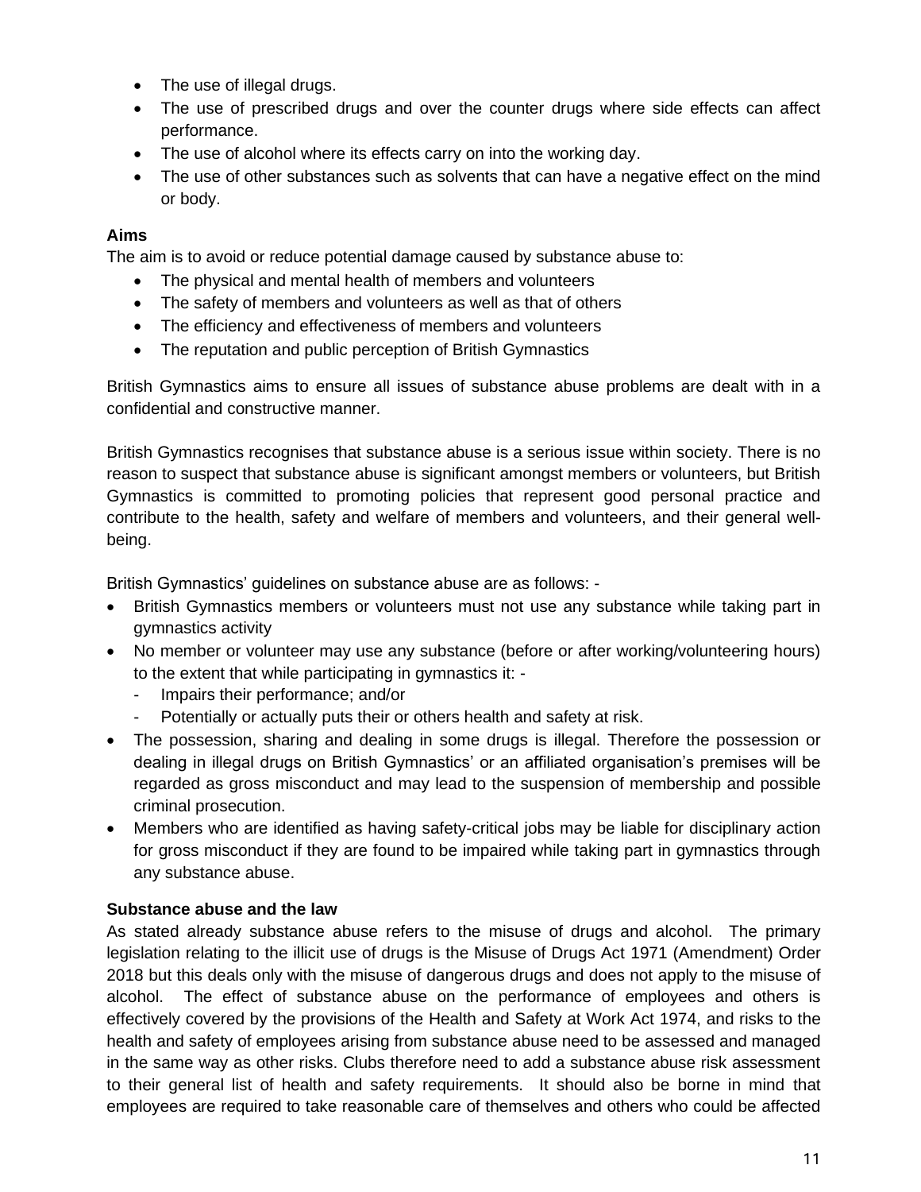- The use of illegal drugs.
- The use of prescribed drugs and over the counter drugs where side effects can affect performance.
- The use of alcohol where its effects carry on into the working day.
- The use of other substances such as solvents that can have a negative effect on the mind or body.

**Aims**

The aim is to avoid or reduce potential damage caused by substance abuse to:

- The physical and mental health of members and volunteers
- The safety of members and volunteers as well as that of others
- The efficiency and effectiveness of members and volunteers
- The reputation and public perception of British Gymnastics

British Gymnastics aims to ensure all issues of substance abuse problems are dealt with in a confidential and constructive manner.

British Gymnastics recognises that substance abuse is a serious issue within society. There is no reason to suspect that substance abuse is significant amongst members or volunteers, but British Gymnastics is committed to promoting policies that represent good personal practice and contribute to the health, safety and welfare of members and volunteers, and their general well-being.

British Gymnastics' guidelines on substance abuse are as follows: -

- British Gymnastics members or volunteers must not use any substance while taking part in gymnastics activity
- No member or volunteer may use any substance (before or after working/volunteering hours) to the extent that while participating in gymnastics it: -
  - Impairs their performance; and/or
  - Potentially or actually puts their or others health and safety at risk.
- The possession, sharing and dealing in some drugs is illegal. Therefore the possession or dealing in illegal drugs on British Gymnastics' or an affiliated organisation's premises will be regarded as gross misconduct and may lead to the suspension of membership and possible criminal prosecution.
- Members who are identified as having safety-critical jobs may be liable for disciplinary action for gross misconduct if they are found to be impaired while taking part in gymnastics through any substance abuse.

**Substance abuse and the law**

As stated already substance abuse refers to the misuse of drugs and alcohol. The primary legislation relating to the illicit use of drugs is the Misuse of Drugs Act 1971 (Amendment) Order 2018 but this deals only with the misuse of dangerous drugs and does not apply to the misuse of alcohol. The effect of substance abuse on the performance of employees and others is effectively covered by the provisions of the Health and Safety at Work Act 1974, and risks to the health and safety of employees arising from substance abuse need to be assessed and managed in the same way as other risks. Clubs therefore need to add a substance abuse risk assessment to their general list of health and safety requirements. It should also be borne in mind that employees are required to take reasonable care of themselves and others who could be affected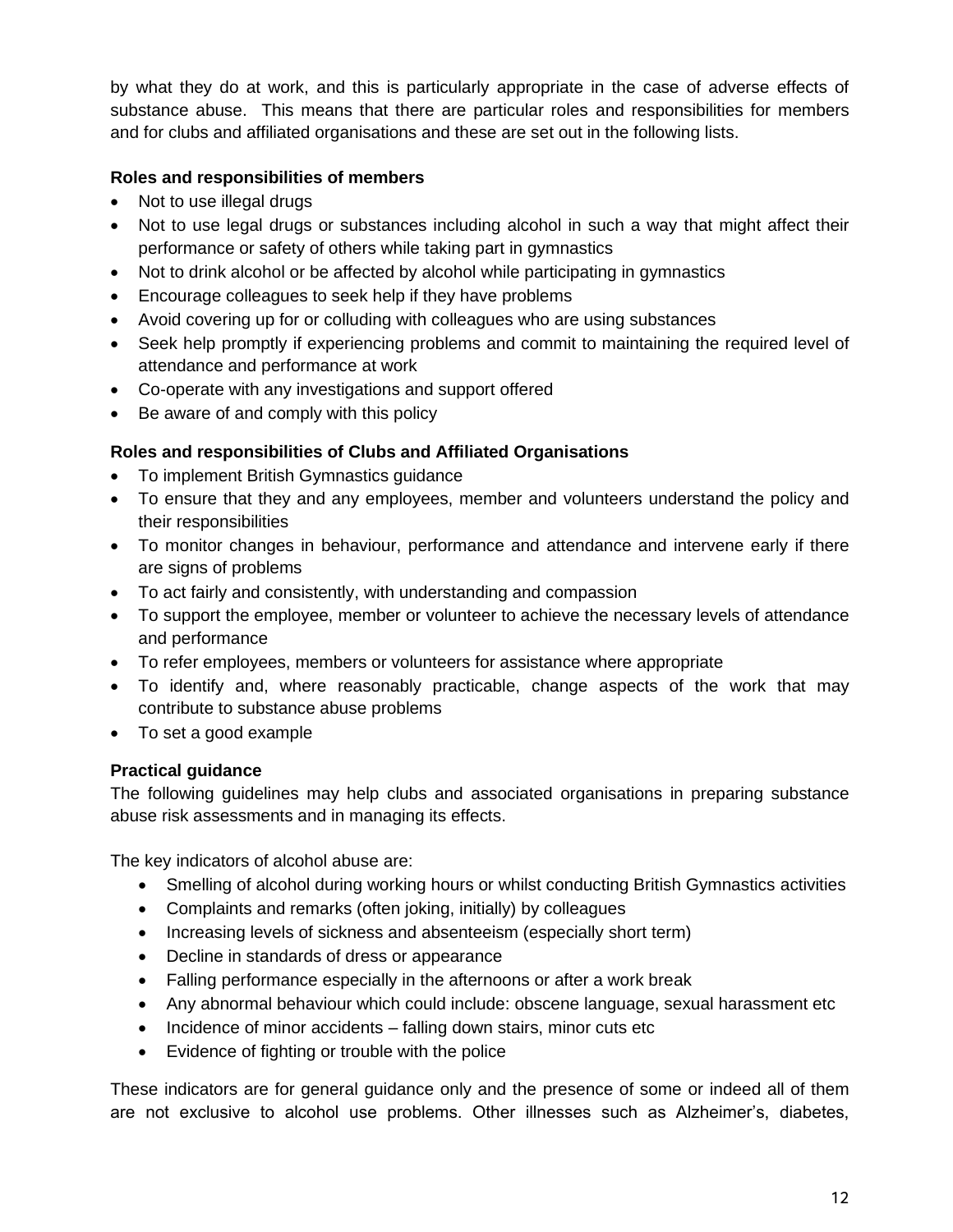by what they do at work, and this is particularly appropriate in the case of adverse effects of substance abuse. This means that there are particular roles and responsibilities for members and for clubs and affiliated organisations and these are set out in the following lists.

**Roles and responsibilities of members**

- Not to use illegal drugs
- Not to use legal drugs or substances including alcohol in such a way that might affect their performance or safety of others while taking part in gymnastics
- Not to drink alcohol or be affected by alcohol while participating in gymnastics
- Encourage colleagues to seek help if they have problems
- Avoid covering up for or colluding with colleagues who are using substances
- Seek help promptly if experiencing problems and commit to maintaining the required level of attendance and performance at work
- Co-operate with any investigations and support offered
- Be aware of and comply with this policy

**Roles and responsibilities of Clubs and Affiliated Organisations**

- To implement British Gymnastics guidance
- To ensure that they and any employees, member and volunteers understand the policy and their responsibilities
- To monitor changes in behaviour, performance and attendance and intervene early if there are signs of problems
- To act fairly and consistently, with understanding and compassion
- To support the employee, member or volunteer to achieve the necessary levels of attendance and performance
- To refer employees, members or volunteers for assistance where appropriate
- To identify and, where reasonably practicable, change aspects of the work that may contribute to substance abuse problems
- To set a good example

**Practical guidance**

The following guidelines may help clubs and associated organisations in preparing substance abuse risk assessments and in managing its effects.

The key indicators of alcohol abuse are:

- Smelling of alcohol during working hours or whilst conducting British Gymnastics activities
- Complaints and remarks (often joking, initially) by colleagues
- Increasing levels of sickness and absenteeism (especially short term)
- Decline in standards of dress or appearance
- Falling performance especially in the afternoons or after a work break
- Any abnormal behaviour which could include: obscene language, sexual harassment etc
- Incidence of minor accidents – falling down stairs, minor cuts etc
- Evidence of fighting or trouble with the police

These indicators are for general guidance only and the presence of some or indeed all of them are not exclusive to alcohol use problems. Other illnesses such as Alzheimer's, diabetes,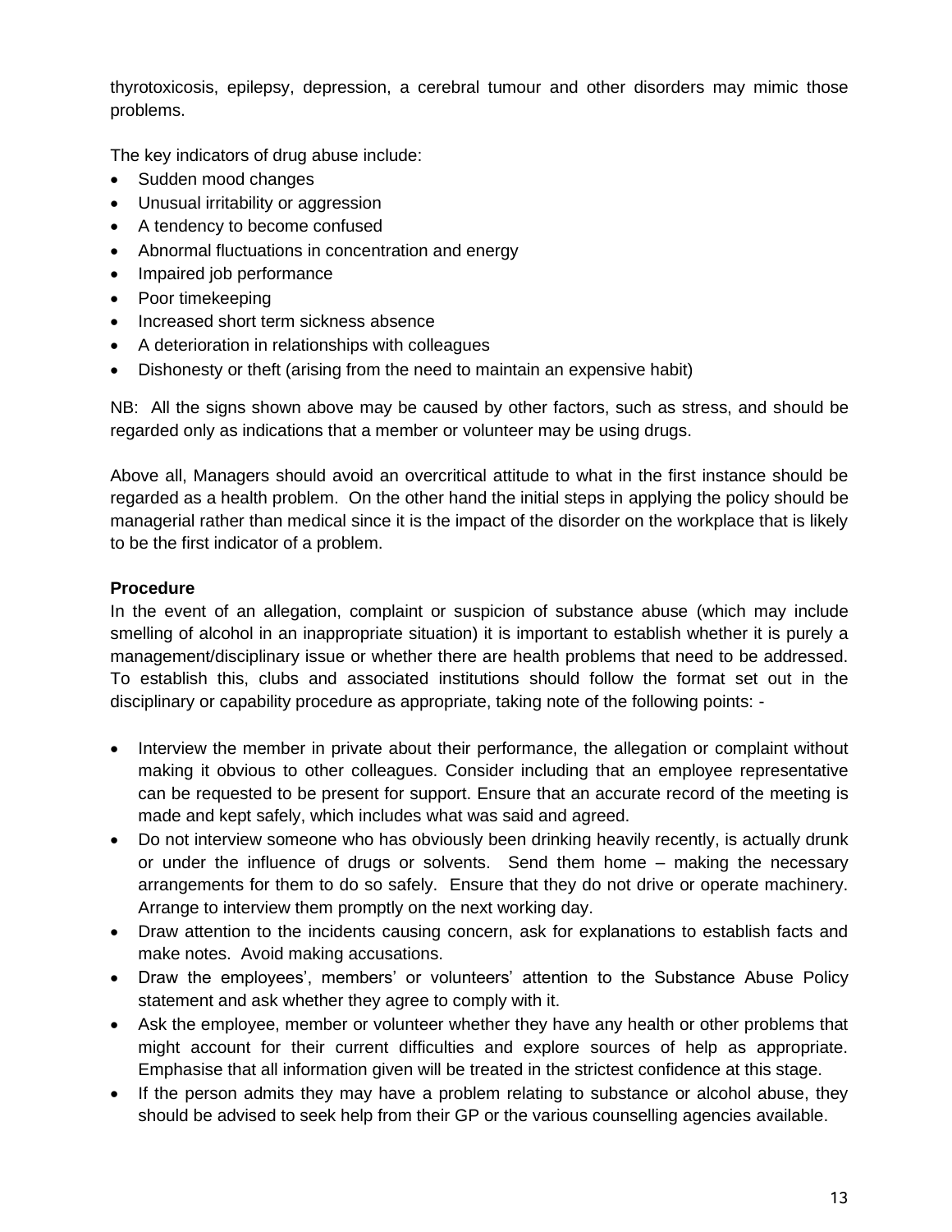thyrotoxicosis, epilepsy, depression, a cerebral tumour and other disorders may mimic those problems.

The key indicators of drug abuse include:

- Sudden mood changes
- Unusual irritability or aggression
- A tendency to become confused
- Abnormal fluctuations in concentration and energy
- Impaired job performance
- Poor timekeeping
- Increased short term sickness absence
- A deterioration in relationships with colleagues
- Dishonesty or theft (arising from the need to maintain an expensive habit)

NB: All the signs shown above may be caused by other factors, such as stress, and should be regarded only as indications that a member or volunteer may be using drugs.

Above all, Managers should avoid an overcritical attitude to what in the first instance should be regarded as a health problem. On the other hand the initial steps in applying the policy should be managerial rather than medical since it is the impact of the disorder on the workplace that is likely to be the first indicator of a problem.

**Procedure**

In the event of an allegation, complaint or suspicion of substance abuse (which may include smelling of alcohol in an inappropriate situation) it is important to establish whether it is purely a management/disciplinary issue or whether there are health problems that need to be addressed. To establish this, clubs and associated institutions should follow the format set out in the disciplinary or capability procedure as appropriate, taking note of the following points: -

- Interview the member in private about their performance, the allegation or complaint without making it obvious to other colleagues. Consider including that an employee representative can be requested to be present for support. Ensure that an accurate record of the meeting is made and kept safely, which includes what was said and agreed.
- Do not interview someone who has obviously been drinking heavily recently, is actually drunk or under the influence of drugs or solvents. Send them home – making the necessary arrangements for them to do so safely. Ensure that they do not drive or operate machinery. Arrange to interview them promptly on the next working day.
- Draw attention to the incidents causing concern, ask for explanations to establish facts and make notes. Avoid making accusations.
- Draw the employees', members' or volunteers' attention to the Substance Abuse Policy statement and ask whether they agree to comply with it.
- Ask the employee, member or volunteer whether they have any health or other problems that might account for their current difficulties and explore sources of help as appropriate. Emphasise that all information given will be treated in the strictest confidence at this stage.
- If the person admits they may have a problem relating to substance or alcohol abuse, they should be advised to seek help from their GP or the various counselling agencies available.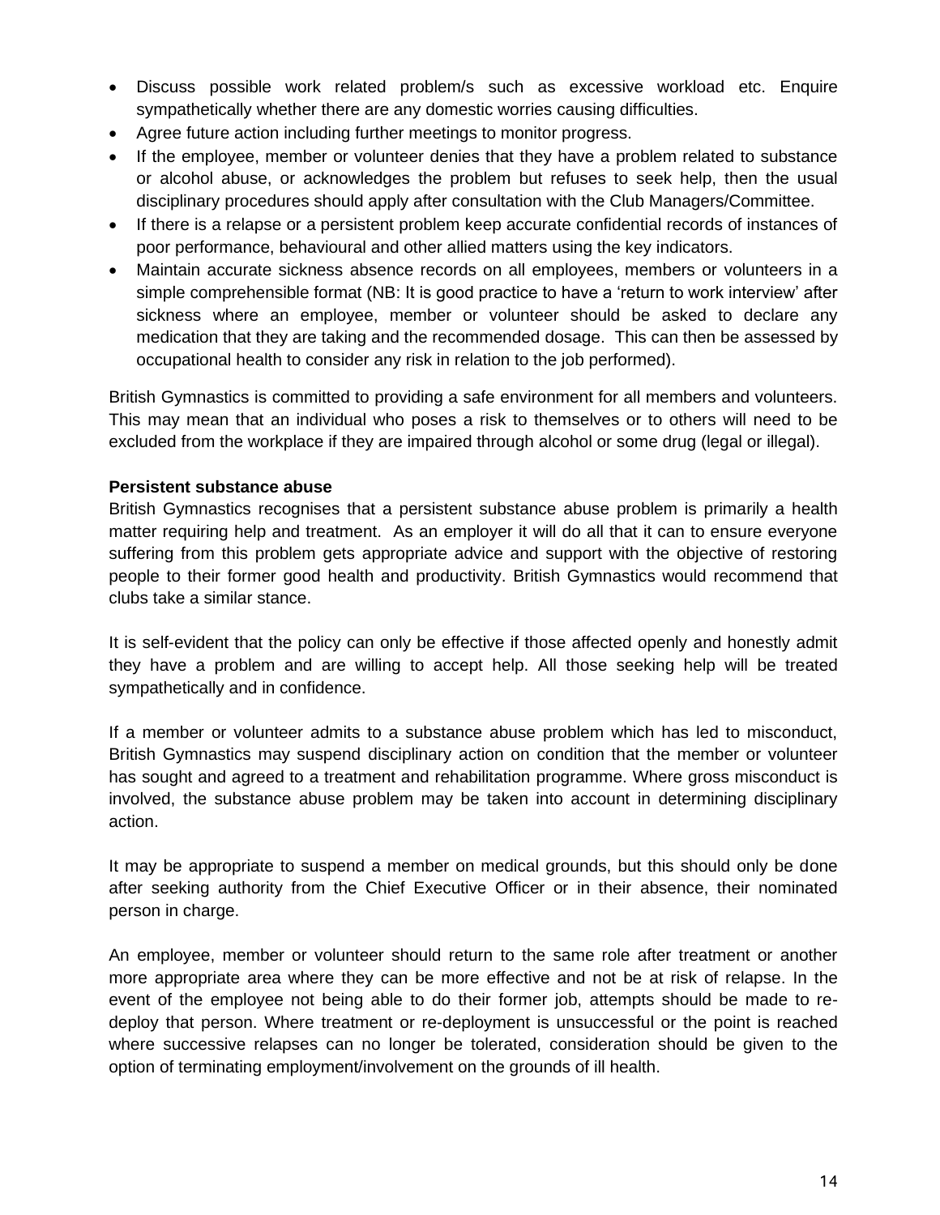- Discuss possible work related problem/s such as excessive workload etc. Enquire sympathetically whether there are any domestic worries causing difficulties.
- Agree future action including further meetings to monitor progress.
- If the employee, member or volunteer denies that they have a problem related to substance or alcohol abuse, or acknowledges the problem but refuses to seek help, then the usual disciplinary procedures should apply after consultation with the Club Managers/Committee.
- If there is a relapse or a persistent problem keep accurate confidential records of instances of poor performance, behavioural and other allied matters using the key indicators.
- Maintain accurate sickness absence records on all employees, members or volunteers in a simple comprehensible format (NB: It is good practice to have a 'return to work interview' after sickness where an employee, member or volunteer should be asked to declare any medication that they are taking and the recommended dosage. This can then be assessed by occupational health to consider any risk in relation to the job performed).

British Gymnastics is committed to providing a safe environment for all members and volunteers. This may mean that an individual who poses a risk to themselves or to others will need to be excluded from the workplace if they are impaired through alcohol or some drug (legal or illegal).

**Persistent substance abuse**

British Gymnastics recognises that a persistent substance abuse problem is primarily a health matter requiring help and treatment. As an employer it will do all that it can to ensure everyone suffering from this problem gets appropriate advice and support with the objective of restoring people to their former good health and productivity. British Gymnastics would recommend that clubs take a similar stance.

It is self-evident that the policy can only be effective if those affected openly and honestly admit they have a problem and are willing to accept help. All those seeking help will be treated sympathetically and in confidence.

If a member or volunteer admits to a substance abuse problem which has led to misconduct, British Gymnastics may suspend disciplinary action on condition that the member or volunteer has sought and agreed to a treatment and rehabilitation programme. Where gross misconduct is involved, the substance abuse problem may be taken into account in determining disciplinary action.

It may be appropriate to suspend a member on medical grounds, but this should only be done after seeking authority from the Chief Executive Officer or in their absence, their nominated person in charge.

An employee, member or volunteer should return to the same role after treatment or another more appropriate area where they can be more effective and not be at risk of relapse. In the event of the employee not being able to do their former job, attempts should be made to re-deploy that person. Where treatment or re-deployment is unsuccessful or the point is reached where successive relapses can no longer be tolerated, consideration should be given to the option of terminating employment/involvement on the grounds of ill health.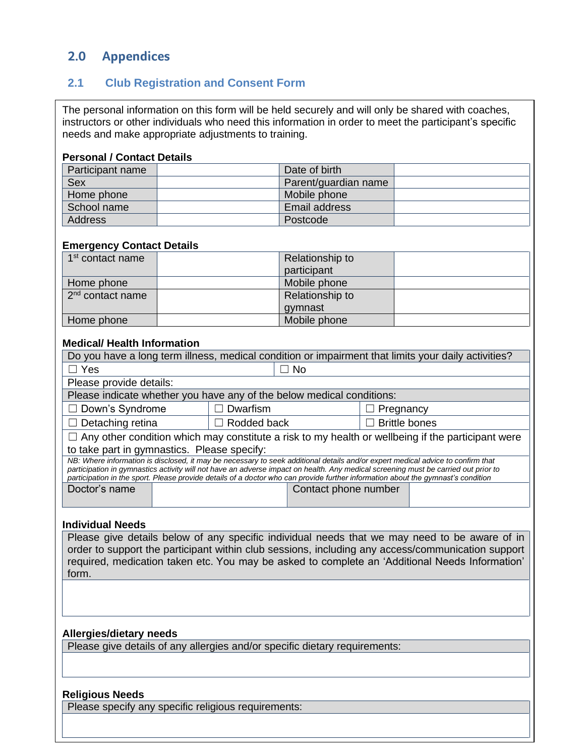## 2.0 Appendices

### 2.1 Club Registration and Consent Form

The personal information on this form will be held securely and will only be shared with coaches, instructors or other individuals who need this information in order to meet the participant's specific needs and make appropriate adjustments to training.

**Personal / Contact Details**

| Participant name | | Date of birth | |
|---|---|---|---|
| Sex | | Parent/guardian name | |
| Home phone | | Mobile phone | |
| School name | | Email address | |
| Address | | Postcode | |

**Emergency Contact Details**

| 1st contact name | | Relationship to participant | |
|---|---|---|---|
| Home phone | | Mobile phone | |
| 2nd contact name | | Relationship to gymnast | |
| Home phone | | Mobile phone | |

**Medical/ Health Information**

| Do you have a long term illness, medical condition or impairment that limits your daily activities? | | |
|---|---|---|
| ☐ Yes | ☐ No | |
| Please provide details: | | |
| Please indicate whether you have any of the below medical conditions: | | |
| ☐ Down's Syndrome | ☐ Dwarfism | ☐ Pregnancy |
| ☐ Detaching retina | ☐ Rodded back | ☐ Brittle bones |
| ☐ Any other condition which may constitute a risk to my health or wellbeing if the participant were to take part in gymnastics. Please specify: | | |
| *NB: Where information is disclosed, it may be necessary to seek additional details and/or expert medical advice to confirm that participation in gymnastics activity will not have an adverse impact on health. Any medical screening must be carried out prior to participation in the sport. Please provide details of a doctor who can provide further information about the gymnast's condition* | | |

| Doctor's name | | Contact phone number | |
|---|---|---|---|

**Individual Needs**

| Please give details below of any specific individual needs that we may need to be aware of in order to support the participant within club sessions, including any access/communication support required, medication taken etc. You may be asked to complete an 'Additional Needs Information' form. |
|---|
| |

**Allergies/dietary needs**

| Please give details of any allergies and/or specific dietary requirements: |
|---|
| |

**Religious Needs**

| Please specify any specific religious requirements: |
|---|
| |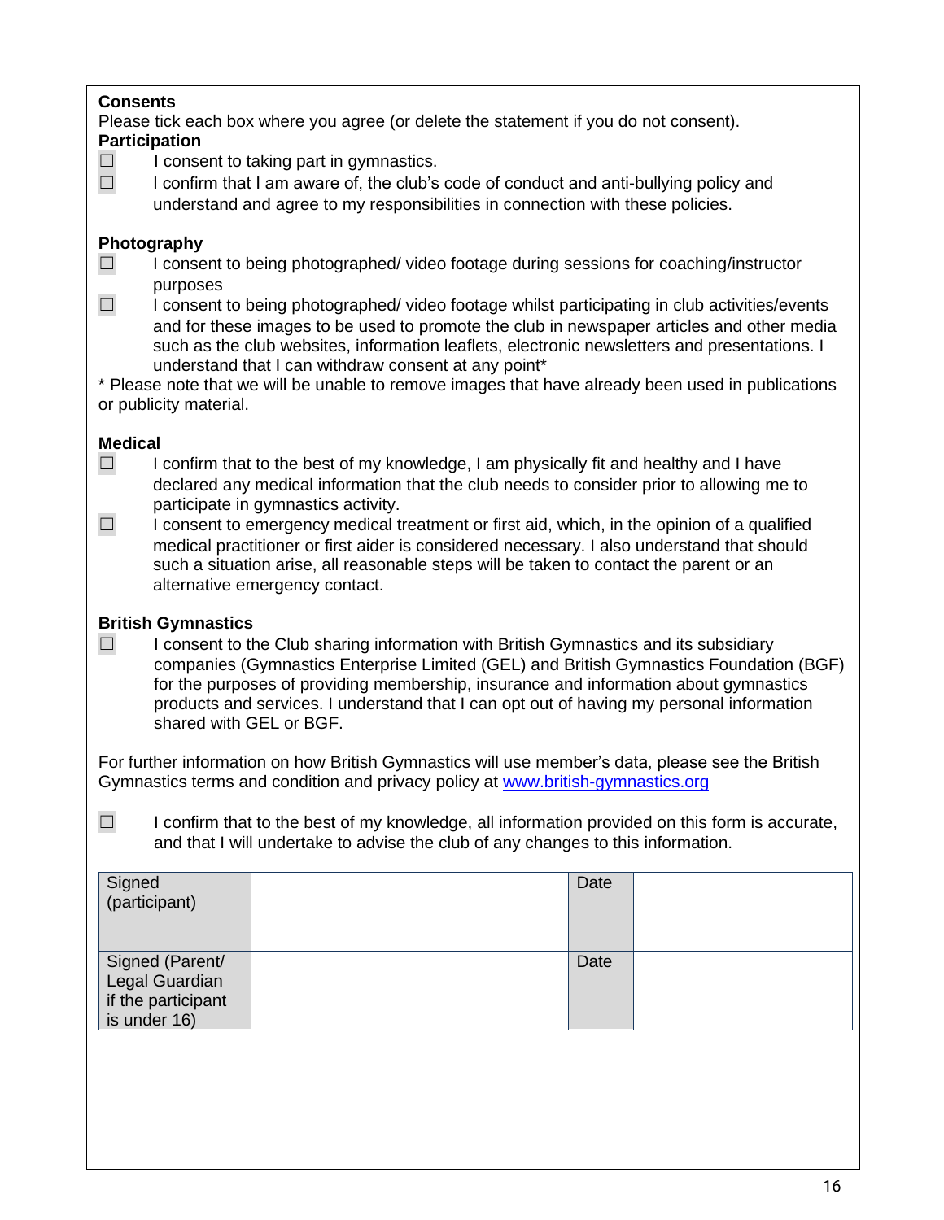**Consents**

Please tick each box where you agree (or delete the statement if you do not consent).

**Participation**

- ☐ I consent to taking part in gymnastics.
- ☐ I confirm that I am aware of, the club's code of conduct and anti-bullying policy and understand and agree to my responsibilities in connection with these policies.

**Photography**

- ☐ I consent to being photographed/ video footage during sessions for coaching/instructor purposes
- ☐ I consent to being photographed/ video footage whilst participating in club activities/events and for these images to be used to promote the club in newspaper articles and other media such as the club websites, information leaflets, electronic newsletters and presentations. I understand that I can withdraw consent at any point*

* Please note that we will be unable to remove images that have already been used in publications or publicity material.

**Medical**

- ☐ I confirm that to the best of my knowledge, I am physically fit and healthy and I have declared any medical information that the club needs to consider prior to allowing me to participate in gymnastics activity.
- ☐ I consent to emergency medical treatment or first aid, which, in the opinion of a qualified medical practitioner or first aider is considered necessary. I also understand that should such a situation arise, all reasonable steps will be taken to contact the parent or an alternative emergency contact.

**British Gymnastics**

- ☐ I consent to the Club sharing information with British Gymnastics and its subsidiary companies (Gymnastics Enterprise Limited (GEL) and British Gymnastics Foundation (BGF) for the purposes of providing membership, insurance and information about gymnastics products and services. I understand that I can opt out of having my personal information shared with GEL or BGF.

For further information on how British Gymnastics will use member's data, please see the British Gymnastics terms and condition and privacy policy at [www.british-gymnastics.org](www.british-gymnastics.org)

- ☐ I confirm that to the best of my knowledge, all information provided on this form is accurate, and that I will undertake to advise the club of any changes to this information.

| Signed (participant) | | Date | |
|---|---|---|---|
| Signed (Parent/ Legal Guardian if the participant is under 16) | | Date | |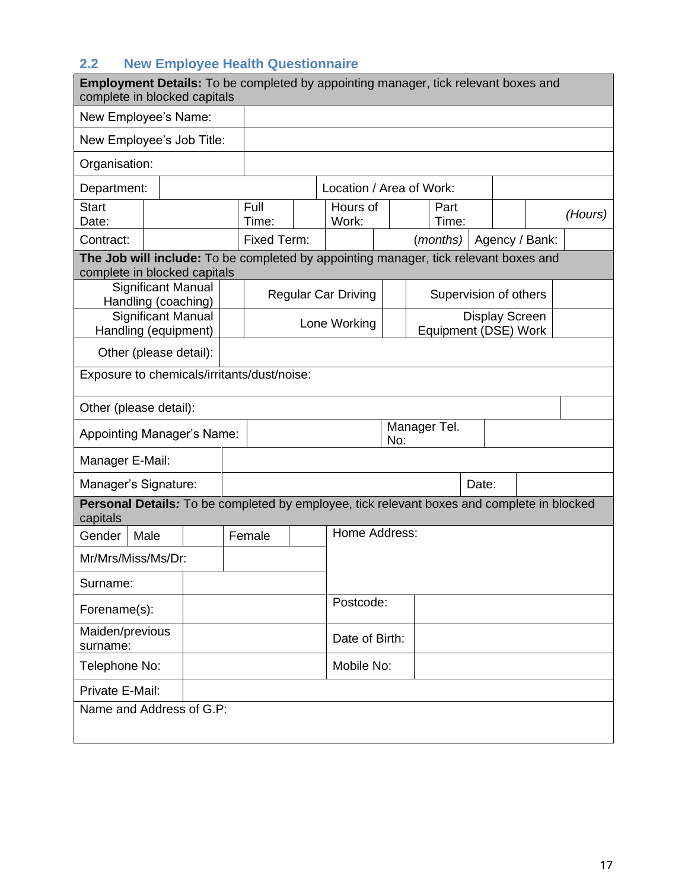## 2.2 New Employee Health Questionnaire

| **Employment Details:** To be completed by appointing manager, tick relevant boxes and complete in blocked capitals | | | | | | | | | |
|---|---|---|---|---|---|---|---|---|---|
| New Employee's Name: | | | | | | | | | |
| New Employee's Job Title: | | | | | | | | | |
| Organisation: | | | | | | | | | |
| Department: | | Location / Area of Work: | | | | | | | |
| Start Date: | | Full Time: | | Hours of Work: | | Part Time: | | | *(Hours)* |
| Contract: | | Fixed Term: | | | *(months)* | Agency / Bank: | | | |

| **The Job will include:** To be completed by appointing manager, tick relevant boxes and complete in blocked capitals | | | | | |
|---|---|---|---|---|---|
| Significant Manual Handling (coaching) | | Regular Car Driving | | Supervision of others | |
| Significant Manual Handling (equipment) | | Lone Working | | Display Screen Equipment (DSE) Work | |
| Other (please detail): | | | | | |
| Exposure to chemicals/irritants/dust/noise: | | | | | |
| Other (please detail): | | | | | |
| Appointing Manager's Name: | | Manager Tel. No: | | | |
| Manager E-Mail: | | | | | |
| Manager's Signature: | | | | Date: | |

| **Personal Details:** To be completed by employee, tick relevant boxes and complete in blocked capitals | | | | | |
|---|---|---|---|---|---|
| Gender | Male | | Female | | Home Address: |
| Mr/Mrs/Miss/Ms/Dr: | | | | | |
| Surname: | | | | | |
| Forename(s): | | | | Postcode: | |
| Maiden/previous surname: | | | | Date of Birth: | |
| Telephone No: | | | | Mobile No: | |
| Private E-Mail: | | | | | |
| Name and Address of G.P: | | | | | |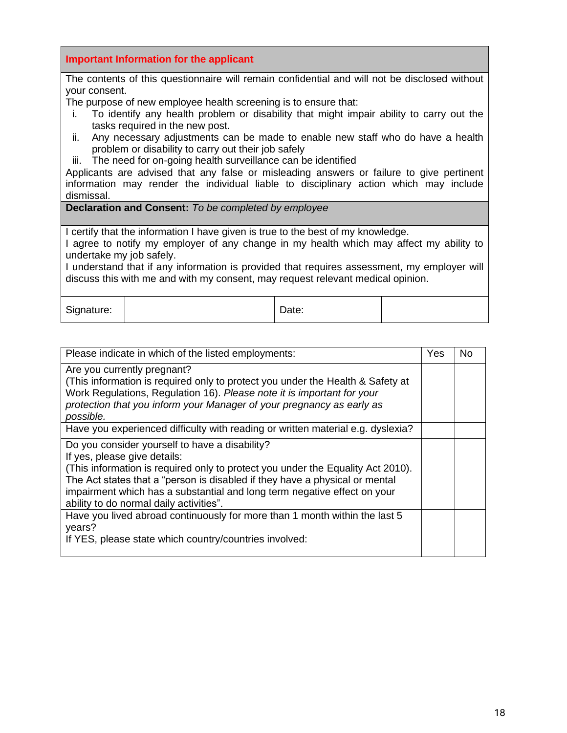**Important Information for the applicant**

The contents of this questionnaire will remain confidential and will not be disclosed without your consent.

The purpose of new employee health screening is to ensure that:

i. To identify any health problem or disability that might impair ability to carry out the tasks required in the new post.
ii. Any necessary adjustments can be made to enable new staff who do have a health problem or disability to carry out their job safely
iii. The need for on-going health surveillance can be identified

Applicants are advised that any false or misleading answers or failure to give pertinent information may render the individual liable to disciplinary action which may include dismissal.

**Declaration and Consent:** *To be completed by employee*

I certify that the information I have given is true to the best of my knowledge.
I agree to notify my employer of any change in my health which may affect my ability to undertake my job safely.
I understand that if any information is provided that requires assessment, my employer will discuss this with me and with my consent, may request relevant medical opinion.

| Signature: | | Date: | |
|---|---|---|---|

| Please indicate in which of the listed employments: | Yes | No |
|---|---|---|
| Are you currently pregnant?<br>(This information is required only to protect you under the Health & Safety at Work Regulations, Regulation 16). *Please note it is important for your protection that you inform your Manager of your pregnancy as early as possible.* | | |
| Have you experienced difficulty with reading or written material e.g. dyslexia? | | |
| Do you consider yourself to have a disability?<br>If yes, please give details:<br>(This information is required only to protect you under the Equality Act 2010). The Act states that a "person is disabled if they have a physical or mental impairment which has a substantial and long term negative effect on your ability to do normal daily activities". | | |
| Have you lived abroad continuously for more than 1 month within the last 5 years?<br>If YES, please state which country/countries involved: | | |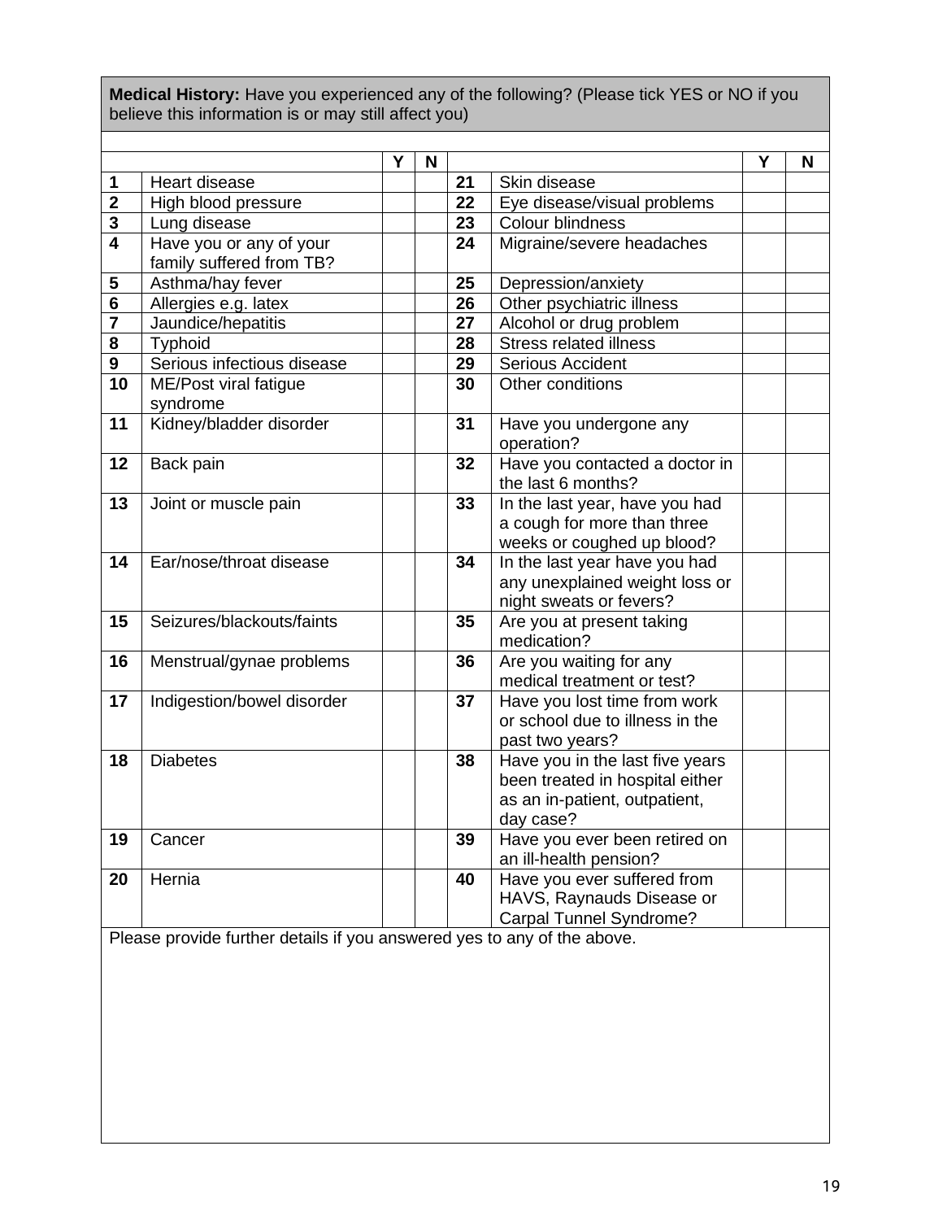**Medical History:** Have you experienced any of the following? (Please tick YES or NO if you believe this information is or may still affect you)

| | | Y | N | | | Y | N |
|---|---|---|---|---|---|---|---|
| **1** | Heart disease | | | **21** | Skin disease | | |
| **2** | High blood pressure | | | **22** | Eye disease/visual problems | | |
| **3** | Lung disease | | | **23** | Colour blindness | | |
| **4** | Have you or any of your family suffered from TB? | | | **24** | Migraine/severe headaches | | |
| **5** | Asthma/hay fever | | | **25** | Depression/anxiety | | |
| **6** | Allergies e.g. latex | | | **26** | Other psychiatric illness | | |
| **7** | Jaundice/hepatitis | | | **27** | Alcohol or drug problem | | |
| **8** | Typhoid | | | **28** | Stress related illness | | |
| **9** | Serious infectious disease | | | **29** | Serious Accident | | |
| **10** | ME/Post viral fatigue syndrome | | | **30** | Other conditions | | |
| **11** | Kidney/bladder disorder | | | **31** | Have you undergone any operation? | | |
| **12** | Back pain | | | **32** | Have you contacted a doctor in the last 6 months? | | |
| **13** | Joint or muscle pain | | | **33** | In the last year, have you had a cough for more than three weeks or coughed up blood? | | |
| **14** | Ear/nose/throat disease | | | **34** | In the last year have you had any unexplained weight loss or night sweats or fevers? | | |
| **15** | Seizures/blackouts/faints | | | **35** | Are you at present taking medication? | | |
| **16** | Menstrual/gynae problems | | | **36** | Are you waiting for any medical treatment or test? | | |
| **17** | Indigestion/bowel disorder | | | **37** | Have you lost time from work or school due to illness in the past two years? | | |
| **18** | Diabetes | | | **38** | Have you in the last five years been treated in hospital either as an in-patient, outpatient, day case? | | |
| **19** | Cancer | | | **39** | Have you ever been retired on an ill-health pension? | | |
| **20** | Hernia | | | **40** | Have you ever suffered from HAVS, Raynauds Disease or Carpal Tunnel Syndrome? | | |

Please provide further details if you answered yes to any of the above.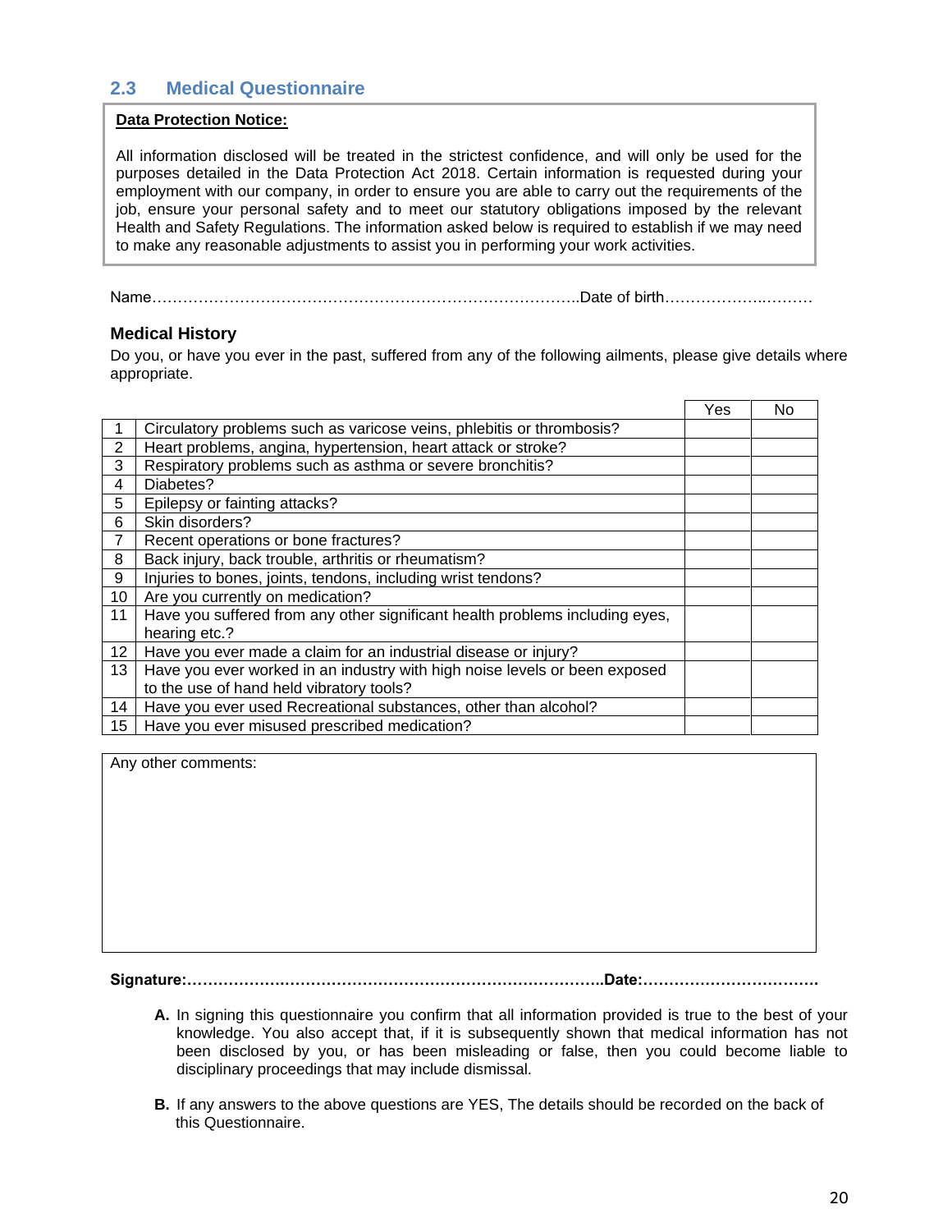## 2.3 Medical Questionnaire

**Data Protection Notice:**

All information disclosed will be treated in the strictest confidence, and will only be used for the purposes detailed in the Data Protection Act 2018. Certain information is requested during your employment with our company, in order to ensure you are able to carry out the requirements of the job, ensure your personal safety and to meet our statutory obligations imposed by the relevant Health and Safety Regulations. The information asked below is required to establish if we may need to make any reasonable adjustments to assist you in performing your work activities.

Name…………………………………………………………………………..Date of birth……………….………

### Medical History

Do you, or have you ever in the past, suffered from any of the following ailments, please give details where appropriate.

| | | Yes | No |
|---|---|---|---|
| 1 | Circulatory problems such as varicose veins, phlebitis or thrombosis? | | |
| 2 | Heart problems, angina, hypertension, heart attack or stroke? | | |
| 3 | Respiratory problems such as asthma or severe bronchitis? | | |
| 4 | Diabetes? | | |
| 5 | Epilepsy or fainting attacks? | | |
| 6 | Skin disorders? | | |
| 7 | Recent operations or bone fractures? | | |
| 8 | Back injury, back trouble, arthritis or rheumatism? | | |
| 9 | Injuries to bones, joints, tendons, including wrist tendons? | | |
| 10 | Are you currently on medication? | | |
| 11 | Have you suffered from any other significant health problems including eyes, hearing etc.? | | |
| 12 | Have you ever made a claim for an industrial disease or injury? | | |
| 13 | Have you ever worked in an industry with high noise levels or been exposed to the use of hand held vibratory tools? | | |
| 14 | Have you ever used Recreational substances, other than alcohol? | | |
| 15 | Have you ever misused prescribed medication? | | |

Any other comments:

**Signature:………………………………………………………………………..Date:……………………………**

**A.** In signing this questionnaire you confirm that all information provided is true to the best of your knowledge. You also accept that, if it is subsequently shown that medical information has not been disclosed by you, or has been misleading or false, then you could become liable to disciplinary proceedings that may include dismissal.

**B.** If any answers to the above questions are YES, The details should be recorded on the back of this Questionnaire.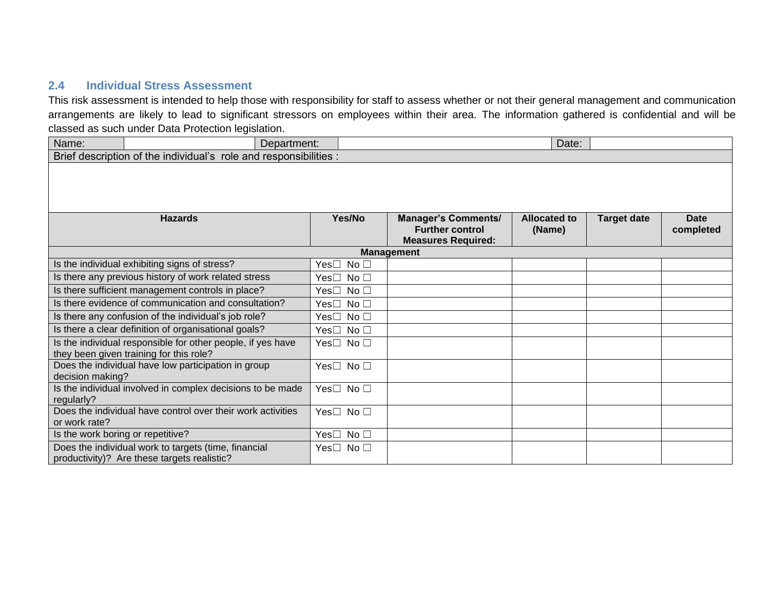## 2.4 Individual Stress Assessment

This risk assessment is intended to help those with responsibility for staff to assess whether or not their general management and communication arrangements are likely to lead to significant stressors on employees within their area. The information gathered is confidential and will be classed as such under Data Protection legislation.

| Name: | | Department: | | Date: | |
|---|---|---|---|---|---|
| Brief description of the individual's role and responsibilities : | | | | | |
| | | | | | |

| Hazards | Yes/No | Manager's Comments/ Further control Measures Required: | Allocated to (Name) | Target date | Date completed |
|---|---|---|---|---|---|
| **Management** | | | | | |
| Is the individual exhibiting signs of stress? | Yes☐ No ☐ | | | | |
| Is there any previous history of work related stress | Yes☐ No ☐ | | | | |
| Is there sufficient management controls in place? | Yes☐ No ☐ | | | | |
| Is there evidence of communication and consultation? | Yes☐ No ☐ | | | | |
| Is there any confusion of the individual's job role? | Yes☐ No ☐ | | | | |
| Is there a clear definition of organisational goals? | Yes☐ No ☐ | | | | |
| Is the individual responsible for other people, if yes have they been given training for this role? | Yes☐ No ☐ | | | | |
| Does the individual have low participation in group decision making? | Yes☐ No ☐ | | | | |
| Is the individual involved in complex decisions to be made regularly? | Yes☐ No ☐ | | | | |
| Does the individual have control over their work activities or work rate? | Yes☐ No ☐ | | | | |
| Is the work boring or repetitive? | Yes☐ No ☐ | | | | |
| Does the individual work to targets (time, financial productivity)? Are these targets realistic? | Yes☐ No ☐ | | | | |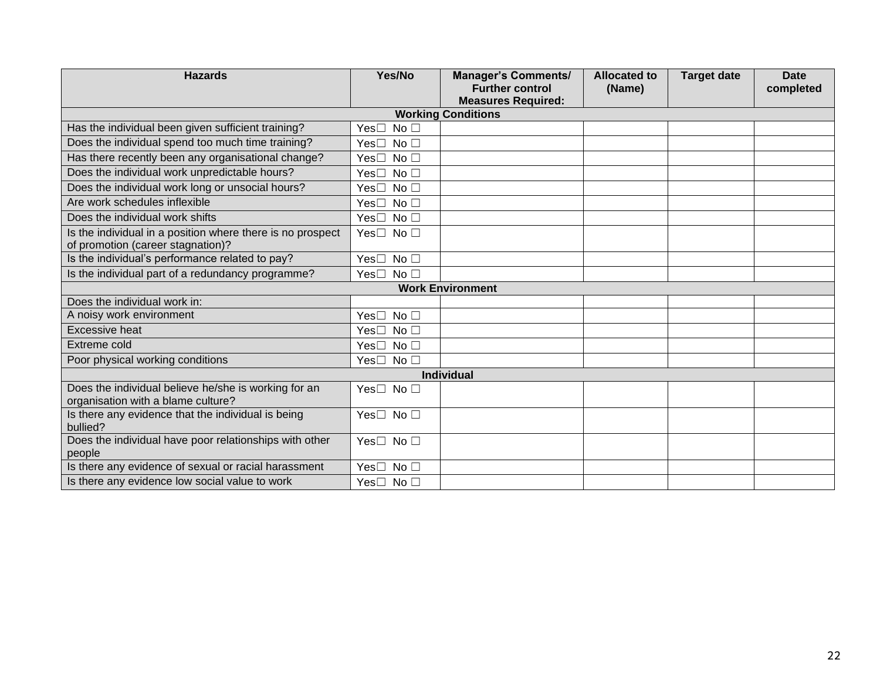| Hazards | Yes/No | Manager's Comments/ Further control Measures Required: | Allocated to (Name) | Target date | Date completed |
|---|---|---|---|---|---|
| **Working Conditions** | | | | | |
| Has the individual been given sufficient training? | Yes☐ No ☐ | | | | |
| Does the individual spend too much time training? | Yes☐ No ☐ | | | | |
| Has there recently been any organisational change? | Yes☐ No ☐ | | | | |
| Does the individual work unpredictable hours? | Yes☐ No ☐ | | | | |
| Does the individual work long or unsocial hours? | Yes☐ No ☐ | | | | |
| Are work schedules inflexible | Yes☐ No ☐ | | | | |
| Does the individual work shifts | Yes☐ No ☐ | | | | |
| Is the individual in a position where there is no prospect of promotion (career stagnation)? | Yes☐ No ☐ | | | | |
| Is the individual's performance related to pay? | Yes☐ No ☐ | | | | |
| Is the individual part of a redundancy programme? | Yes☐ No ☐ | | | | |
| **Work Environment** | | | | | |
| Does the individual work in: | | | | | |
| A noisy work environment | Yes☐ No ☐ | | | | |
| Excessive heat | Yes☐ No ☐ | | | | |
| Extreme cold | Yes☐ No ☐ | | | | |
| Poor physical working conditions | Yes☐ No ☐ | | | | |
| **Individual** | | | | | |
| Does the individual believe he/she is working for an organisation with a blame culture? | Yes☐ No ☐ | | | | |
| Is there any evidence that the individual is being bullied? | Yes☐ No ☐ | | | | |
| Does the individual have poor relationships with other people | Yes☐ No ☐ | | | | |
| Is there any evidence of sexual or racial harassment | Yes☐ No ☐ | | | | |
| Is there any evidence low social value to work | Yes☐ No ☐ | | | | |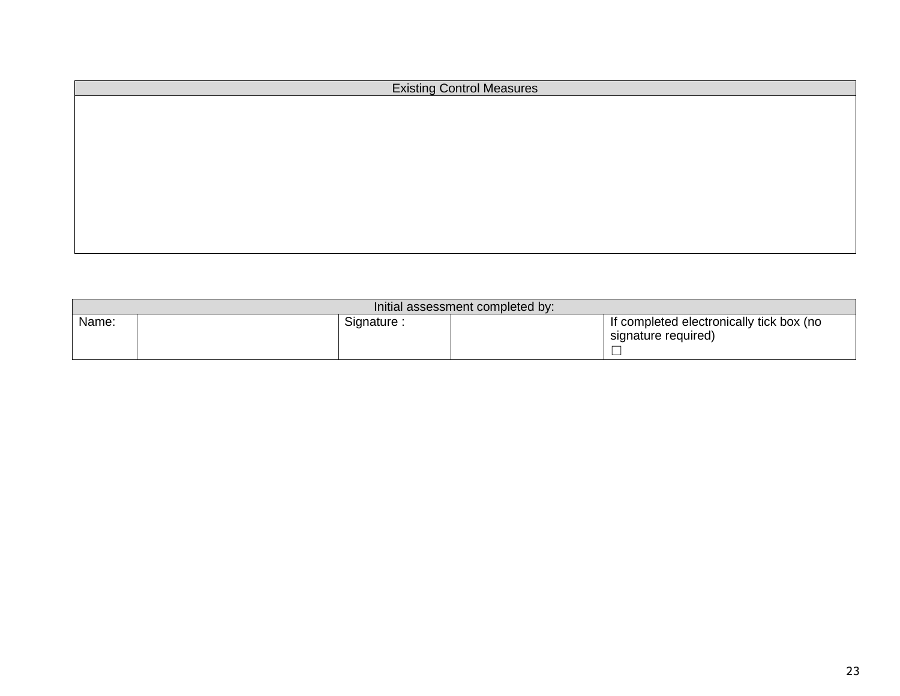| Existing Control Measures |
|---|
| |

| Initial assessment completed by: | | | | |
|---|---|---|---|---|
| Name: | | Signature : | | If completed electronically tick box (no signature required) ☐ |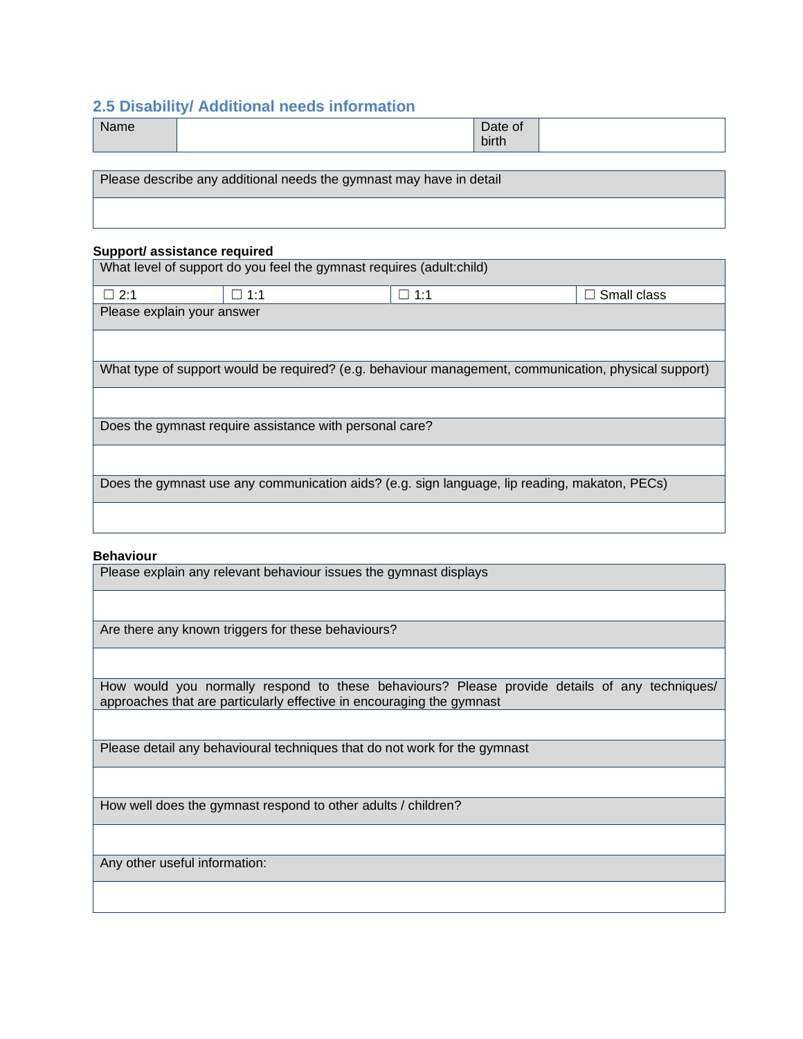## 2.5 Disability/ Additional needs information

| Name | | Date of birth | |
|---|---|---|---|

| Please describe any additional needs the gymnast may have in detail |
|---|
| |

**Support/ assistance required**

| What level of support do you feel the gymnast requires (adult:child) | | | |
|---|---|---|---|
| ☐ 2:1 | ☐ 1:1 | ☐ 1:1 | ☐ Small class |
| Please explain your answer | | | |
| | | | |
| What type of support would be required? (e.g. behaviour management, communication, physical support) | | | |
| | | | |
| Does the gymnast require assistance with personal care? | | | |
| | | | |
| Does the gymnast use any communication aids? (e.g. sign language, lip reading, makaton, PECs) | | | |
| | | | |

**Behaviour**

| Please explain any relevant behaviour issues the gymnast displays |
|---|
| |
| Are there any known triggers for these behaviours? |
| |
| How would you normally respond to these behaviours? Please provide details of any techniques/ approaches that are particularly effective in encouraging the gymnast |
| |
| Please detail any behavioural techniques that do not work for the gymnast |
| |
| How well does the gymnast respond to other adults / children? |
| |
| Any other useful information: |
| |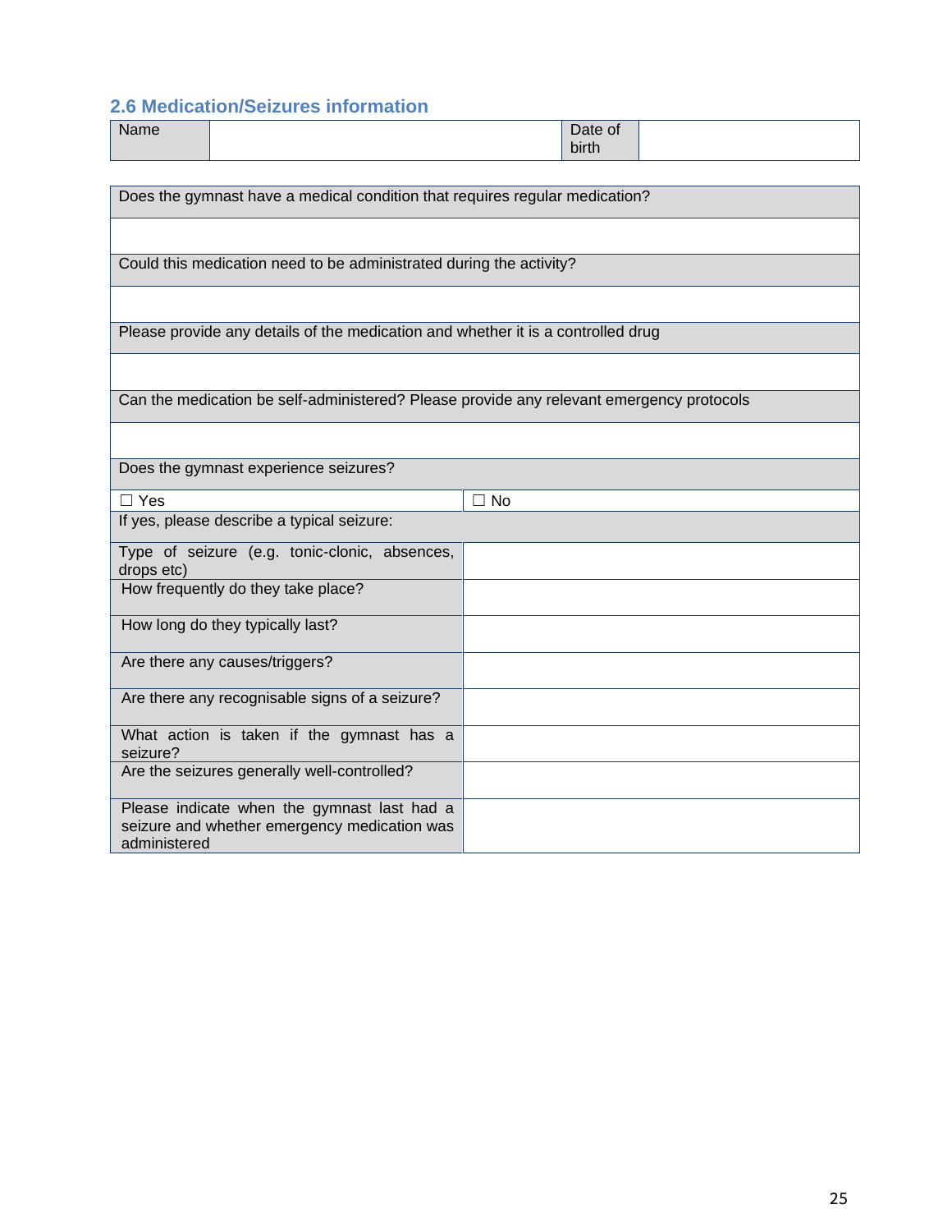## 2.6 Medication/Seizures information

| | | | |
|---|---|---|---|
| Name | | Date of birth | |

| |
|---|
| Does the gymnast have a medical condition that requires regular medication? |
| |
| Could this medication need to be administrated during the activity? |
| |
| Please provide any details of the medication and whether it is a controlled drug |
| |
| Can the medication be self-administered? Please provide any relevant emergency protocols |
| |

| | |
|---|---|
| Does the gymnast experience seizures? | |
| ☐ Yes | ☐ No |
| If yes, please describe a typical seizure: | |
| Type of seizure (e.g. tonic-clonic, absences, drops etc) | |
| How frequently do they take place? | |
| How long do they typically last? | |
| Are there any causes/triggers? | |
| Are there any recognisable signs of a seizure? | |
| What action is taken if the gymnast has a seizure? | |
| Are the seizures generally well-controlled? | |
| Please indicate when the gymnast last had a seizure and whether emergency medication was administered | |